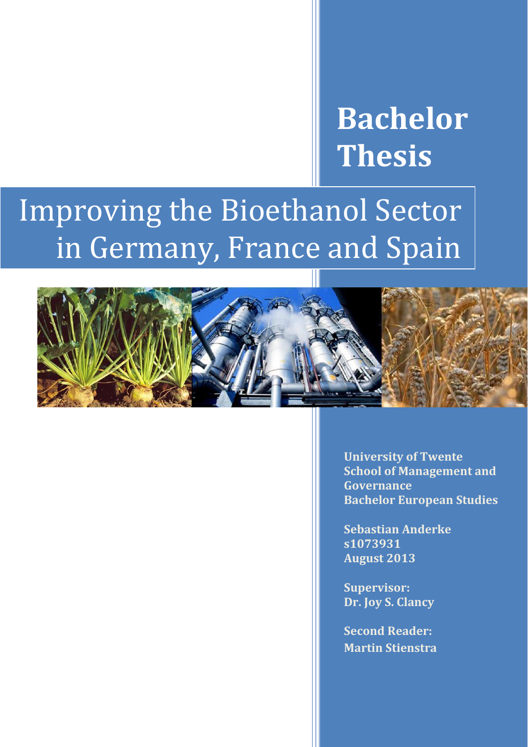# Bachelor Thesis

# Improving the Bioethanol Sector in Germany, France and Spain

**University of Twente**
**School of Management and Governance**
**Bachelor European Studies**

**Sebastian Anderke**
**s1073931**
**August 2013**

**Supervisor:**
**Dr. Joy S. Clancy**

**Second Reader:**
**Martin Stienstra**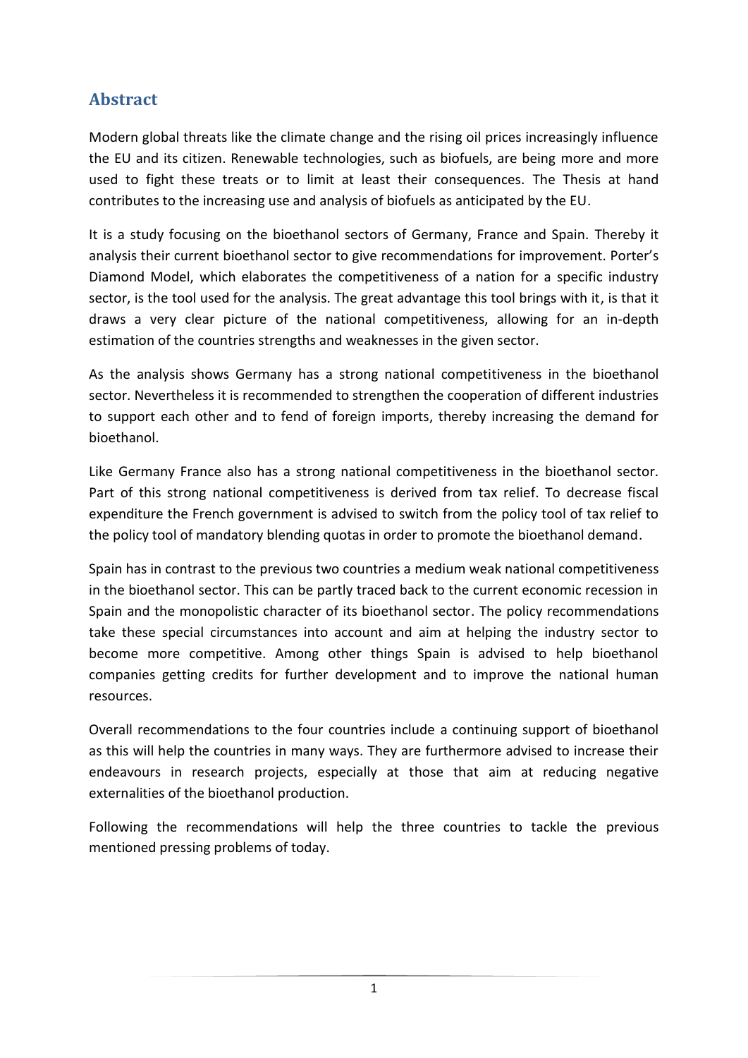## Abstract

Modern global threats like the climate change and the rising oil prices increasingly influence the EU and its citizen. Renewable technologies, such as biofuels, are being more and more used to fight these treats or to limit at least their consequences. The Thesis at hand contributes to the increasing use and analysis of biofuels as anticipated by the EU.

It is a study focusing on the bioethanol sectors of Germany, France and Spain. Thereby it analysis their current bioethanol sector to give recommendations for improvement. Porter's Diamond Model, which elaborates the competitiveness of a nation for a specific industry sector, is the tool used for the analysis. The great advantage this tool brings with it, is that it draws a very clear picture of the national competitiveness, allowing for an in-depth estimation of the countries strengths and weaknesses in the given sector.

As the analysis shows Germany has a strong national competitiveness in the bioethanol sector. Nevertheless it is recommended to strengthen the cooperation of different industries to support each other and to fend of foreign imports, thereby increasing the demand for bioethanol.

Like Germany France also has a strong national competitiveness in the bioethanol sector. Part of this strong national competitiveness is derived from tax relief. To decrease fiscal expenditure the French government is advised to switch from the policy tool of tax relief to the policy tool of mandatory blending quotas in order to promote the bioethanol demand.

Spain has in contrast to the previous two countries a medium weak national competitiveness in the bioethanol sector. This can be partly traced back to the current economic recession in Spain and the monopolistic character of its bioethanol sector. The policy recommendations take these special circumstances into account and aim at helping the industry sector to become more competitive. Among other things Spain is advised to help bioethanol companies getting credits for further development and to improve the national human resources.

Overall recommendations to the four countries include a continuing support of bioethanol as this will help the countries in many ways. They are furthermore advised to increase their endeavours in research projects, especially at those that aim at reducing negative externalities of the bioethanol production.

Following the recommendations will help the three countries to tackle the previous mentioned pressing problems of today.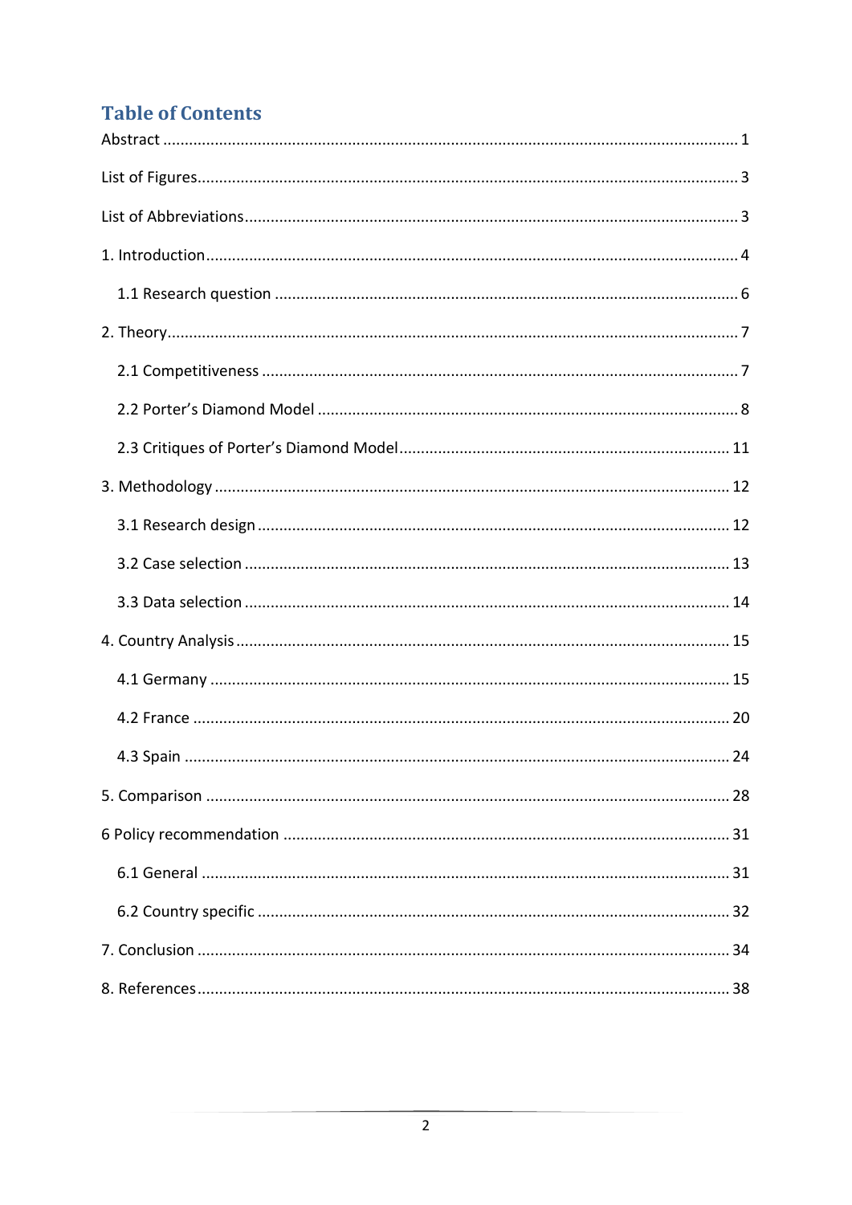# Table of Contents

Abstract ........................................................................................................................ 1

List of Figures................................................................................................................. 3

List of Abbreviations....................................................................................................... 3

1. Introduction................................................................................................................ 4

   1.1 Research question .................................................................................................. 6

2. Theory......................................................................................................................... 7

   2.1 Competitiveness ..................................................................................................... 7

   2.2 Porter's Diamond Model ........................................................................................ 8

   2.3 Critiques of Porter's Diamond Model.................................................................... 11

3. Methodology ............................................................................................................. 12

   3.1 Research design .................................................................................................... 12

   3.2 Case selection ....................................................................................................... 13

   3.3 Data selection ....................................................................................................... 14

4. Country Analysis ........................................................................................................ 15

   4.1 Germany ............................................................................................................... 15

   4.2 France .................................................................................................................. 20

   4.3 Spain .................................................................................................................... 24

5. Comparison ............................................................................................................... 28

6 Policy recommendation ............................................................................................. 31

   6.1 General ................................................................................................................. 31

   6.2 Country specific .................................................................................................... 32

7. Conclusion ................................................................................................................. 34

8. References................................................................................................................. 38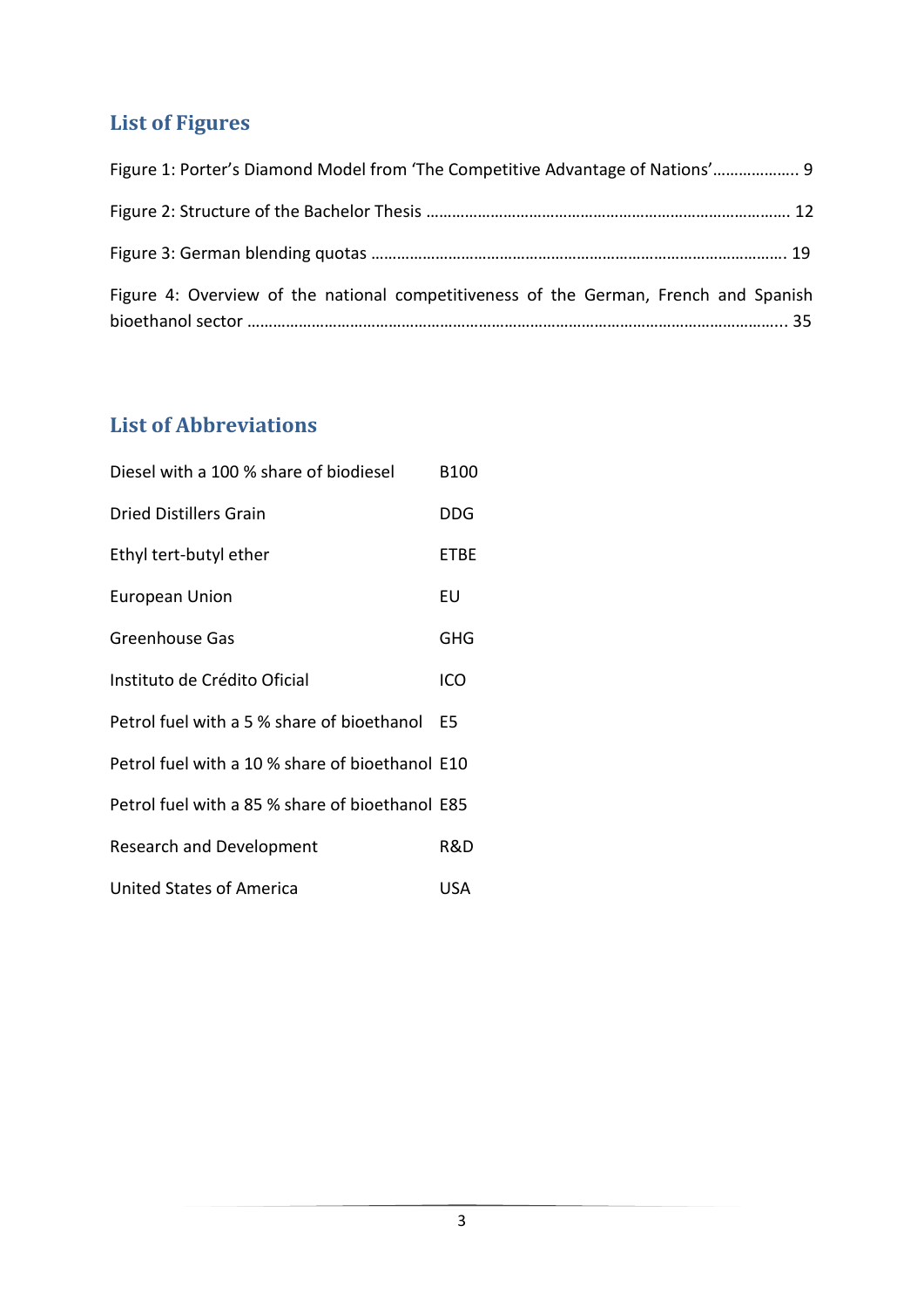## List of Figures

Figure 1: Porter's Diamond Model from 'The Competitive Advantage of Nations'.................. 9

Figure 2: Structure of the Bachelor Thesis ............................................................................ 12

Figure 3: German blending quotas ......................................................................................... 19

Figure 4: Overview of the national competitiveness of the German, French and Spanish bioethanol sector .................................................................................................................. 35

## List of Abbreviations

| | |
|---|---|
| Diesel with a 100 % share of biodiesel | B100 |
| Dried Distillers Grain | DDG |
| Ethyl tert-butyl ether | ETBE |
| European Union | EU |
| Greenhouse Gas | GHG |
| Instituto de Crédito Oficial | ICO |
| Petrol fuel with a 5 % share of bioethanol | E5 |
| Petrol fuel with a 10 % share of bioethanol | E10 |
| Petrol fuel with a 85 % share of bioethanol | E85 |
| Research and Development | R&D |
| United States of America | USA |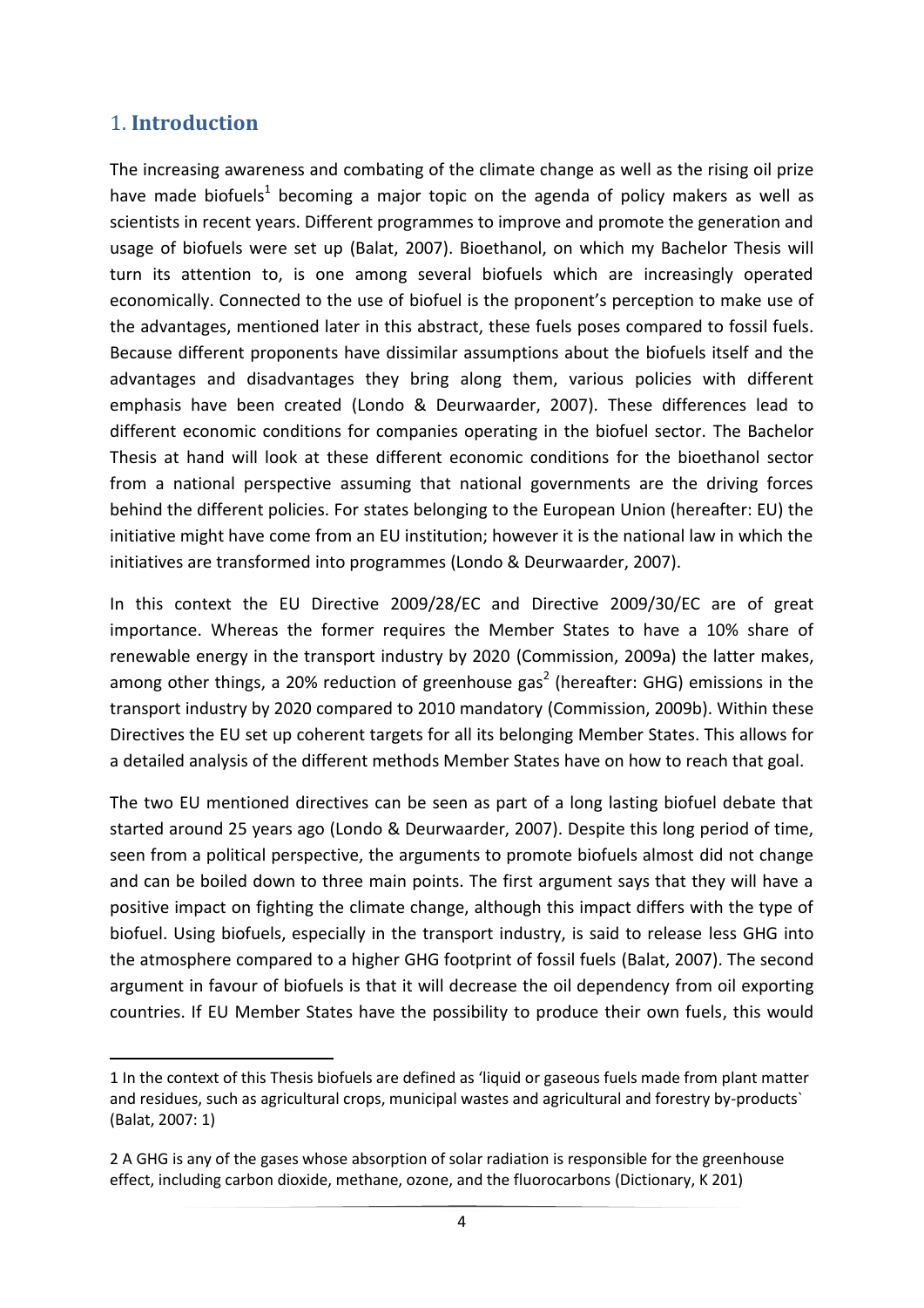# 1. Introduction

The increasing awareness and combating of the climate change as well as the rising oil prize have made biofuels[1] becoming a major topic on the agenda of policy makers as well as scientists in recent years. Different programmes to improve and promote the generation and usage of biofuels were set up (Balat, 2007). Bioethanol, on which my Bachelor Thesis will turn its attention to, is one among several biofuels which are increasingly operated economically. Connected to the use of biofuel is the proponent's perception to make use of the advantages, mentioned later in this abstract, these fuels poses compared to fossil fuels. Because different proponents have dissimilar assumptions about the biofuels itself and the advantages and disadvantages they bring along them, various policies with different emphasis have been created (Londo & Deurwaarder, 2007). These differences lead to different economic conditions for companies operating in the biofuel sector. The Bachelor Thesis at hand will look at these different economic conditions for the bioethanol sector from a national perspective assuming that national governments are the driving forces behind the different policies. For states belonging to the European Union (hereafter: EU) the initiative might have come from an EU institution; however it is the national law in which the initiatives are transformed into programmes (Londo & Deurwaarder, 2007).

In this context the EU Directive 2009/28/EC and Directive 2009/30/EC are of great importance. Whereas the former requires the Member States to have a 10% share of renewable energy in the transport industry by 2020 (Commission, 2009a) the latter makes, among other things, a 20% reduction of greenhouse gas[2] (hereafter: GHG) emissions in the transport industry by 2020 compared to 2010 mandatory (Commission, 2009b). Within these Directives the EU set up coherent targets for all its belonging Member States. This allows for a detailed analysis of the different methods Member States have on how to reach that goal.

The two EU mentioned directives can be seen as part of a long lasting biofuel debate that started around 25 years ago (Londo & Deurwaarder, 2007). Despite this long period of time, seen from a political perspective, the arguments to promote biofuels almost did not change and can be boiled down to three main points. The first argument says that they will have a positive impact on fighting the climate change, although this impact differs with the type of biofuel. Using biofuels, especially in the transport industry, is said to release less GHG into the atmosphere compared to a higher GHG footprint of fossil fuels (Balat, 2007). The second argument in favour of biofuels is that it will decrease the oil dependency from oil exporting countries. If EU Member States have the possibility to produce their own fuels, this would

---

1 In the context of this Thesis biofuels are defined as 'liquid or gaseous fuels made from plant matter and residues, such as agricultural crops, municipal wastes and agricultural and forestry by-products` (Balat, 2007: 1)

2 A GHG is any of the gases whose absorption of solar radiation is responsible for the greenhouse effect, including carbon dioxide, methane, ozone, and the fluorocarbons (Dictionary, K 201)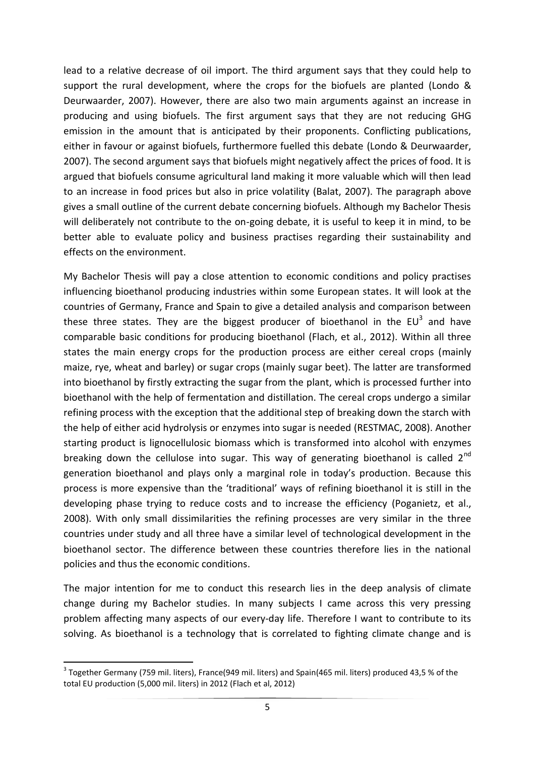lead to a relative decrease of oil import. The third argument says that they could help to support the rural development, where the crops for the biofuels are planted (Londo & Deurwaarder, 2007). However, there are also two main arguments against an increase in producing and using biofuels. The first argument says that they are not reducing GHG emission in the amount that is anticipated by their proponents. Conflicting publications, either in favour or against biofuels, furthermore fuelled this debate (Londo & Deurwaarder, 2007). The second argument says that biofuels might negatively affect the prices of food. It is argued that biofuels consume agricultural land making it more valuable which will then lead to an increase in food prices but also in price volatility (Balat, 2007). The paragraph above gives a small outline of the current debate concerning biofuels. Although my Bachelor Thesis will deliberately not contribute to the on-going debate, it is useful to keep it in mind, to be better able to evaluate policy and business practises regarding their sustainability and effects on the environment.

My Bachelor Thesis will pay a close attention to economic conditions and policy practises influencing bioethanol producing industries within some European states. It will look at the countries of Germany, France and Spain to give a detailed analysis and comparison between these three states. They are the biggest producer of bioethanol in the EU[3] and have comparable basic conditions for producing bioethanol (Flach, et al., 2012). Within all three states the main energy crops for the production process are either cereal crops (mainly maize, rye, wheat and barley) or sugar crops (mainly sugar beet). The latter are transformed into bioethanol by firstly extracting the sugar from the plant, which is processed further into bioethanol with the help of fermentation and distillation. The cereal crops undergo a similar refining process with the exception that the additional step of breaking down the starch with the help of either acid hydrolysis or enzymes into sugar is needed (RESTMAC, 2008). Another starting product is lignocellulosic biomass which is transformed into alcohol with enzymes breaking down the cellulose into sugar. This way of generating bioethanol is called 2[nd] generation bioethanol and plays only a marginal role in today's production. Because this process is more expensive than the 'traditional' ways of refining bioethanol it is still in the developing phase trying to reduce costs and to increase the efficiency (Poganietz, et al., 2008). With only small dissimilarities the refining processes are very similar in the three countries under study and all three have a similar level of technological development in the bioethanol sector. The difference between these countries therefore lies in the national policies and thus the economic conditions.

The major intention for me to conduct this research lies in the deep analysis of climate change during my Bachelor studies. In many subjects I came across this very pressing problem affecting many aspects of our every-day life. Therefore I want to contribute to its solving. As bioethanol is a technology that is correlated to fighting climate change and is

[3] Together Germany (759 mil. liters), France(949 mil. liters) and Spain(465 mil. liters) produced 43,5 % of the total EU production (5,000 mil. liters) in 2012 (Flach et al, 2012)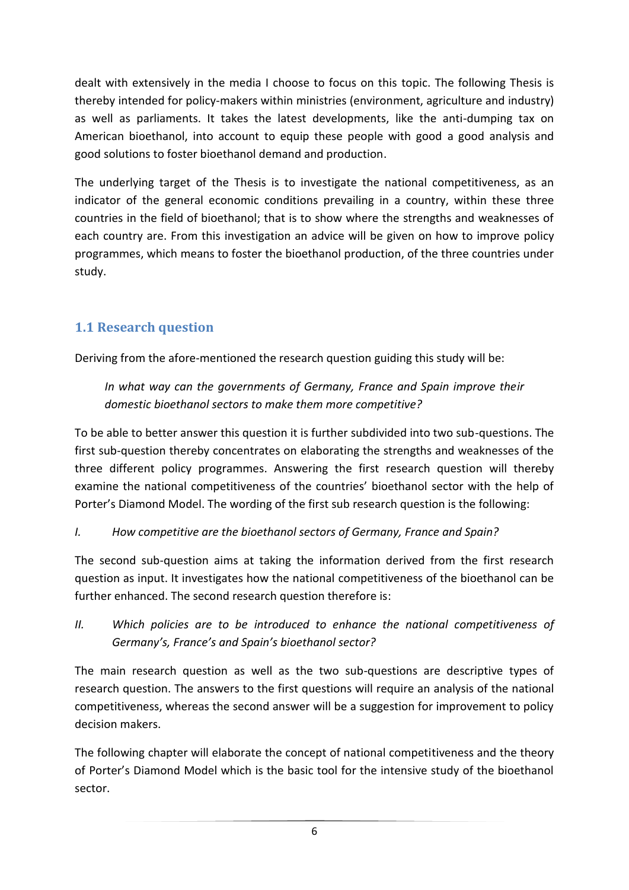dealt with extensively in the media I choose to focus on this topic. The following Thesis is thereby intended for policy-makers within ministries (environment, agriculture and industry) as well as parliaments. It takes the latest developments, like the anti-dumping tax on American bioethanol, into account to equip these people with good a good analysis and good solutions to foster bioethanol demand and production.

The underlying target of the Thesis is to investigate the national competitiveness, as an indicator of the general economic conditions prevailing in a country, within these three countries in the field of bioethanol; that is to show where the strengths and weaknesses of each country are. From this investigation an advice will be given on how to improve policy programmes, which means to foster the bioethanol production, of the three countries under study.

## 1.1 Research question

Deriving from the afore-mentioned the research question guiding this study will be:

> *In what way can the governments of Germany, France and Spain improve their domestic bioethanol sectors to make them more competitive?*

To be able to better answer this question it is further subdivided into two sub-questions. The first sub-question thereby concentrates on elaborating the strengths and weaknesses of the three different policy programmes. Answering the first research question will thereby examine the national competitiveness of the countries' bioethanol sector with the help of Porter's Diamond Model. The wording of the first sub research question is the following:

I. *How competitive are the bioethanol sectors of Germany, France and Spain?*

The second sub-question aims at taking the information derived from the first research question as input. It investigates how the national competitiveness of the bioethanol can be further enhanced. The second research question therefore is:

II. *Which policies are to be introduced to enhance the national competitiveness of Germany's, France's and Spain's bioethanol sector?*

The main research question as well as the two sub-questions are descriptive types of research question. The answers to the first questions will require an analysis of the national competitiveness, whereas the second answer will be a suggestion for improvement to policy decision makers.

The following chapter will elaborate the concept of national competitiveness and the theory of Porter's Diamond Model which is the basic tool for the intensive study of the bioethanol sector.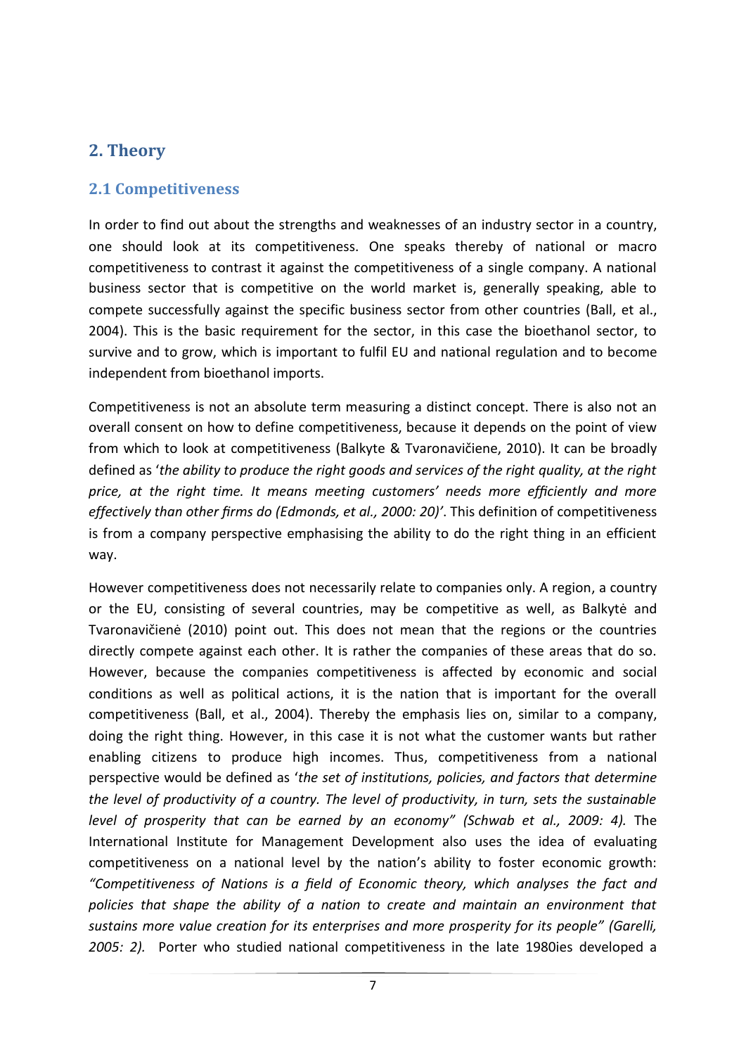# 2. Theory

## 2.1 Competitiveness

In order to find out about the strengths and weaknesses of an industry sector in a country, one should look at its competitiveness. One speaks thereby of national or macro competitiveness to contrast it against the competitiveness of a single company. A national business sector that is competitive on the world market is, generally speaking, able to compete successfully against the specific business sector from other countries (Ball, et al., 2004). This is the basic requirement for the sector, in this case the bioethanol sector, to survive and to grow, which is important to fulfil EU and national regulation and to become independent from bioethanol imports.

Competitiveness is not an absolute term measuring a distinct concept. There is also not an overall consent on how to define competitiveness, because it depends on the point of view from which to look at competitiveness (Balkyte & Tvaronavičiene, 2010). It can be broadly defined as '*the ability to produce the right goods and services of the right quality, at the right price, at the right time. It means meeting customers' needs more efficiently and more effectively than other firms do (Edmonds, et al., 2000: 20)'*. This definition of competitiveness is from a company perspective emphasising the ability to do the right thing in an efficient way.

However competitiveness does not necessarily relate to companies only. A region, a country or the EU, consisting of several countries, may be competitive as well, as Balkytė and Tvaronavičienė (2010) point out. This does not mean that the regions or the countries directly compete against each other. It is rather the companies of these areas that do so. However, because the companies competitiveness is affected by economic and social conditions as well as political actions, it is the nation that is important for the overall competitiveness (Ball, et al., 2004). Thereby the emphasis lies on, similar to a company, doing the right thing. However, in this case it is not what the customer wants but rather enabling citizens to produce high incomes. Thus, competitiveness from a national perspective would be defined as '*the set of institutions, policies, and factors that determine the level of productivity of a country. The level of productivity, in turn, sets the sustainable level of prosperity that can be earned by an economy" (Schwab et al., 2009: 4).* The International Institute for Management Development also uses the idea of evaluating competitiveness on a national level by the nation's ability to foster economic growth: *"Competitiveness of Nations is a field of Economic theory, which analyses the fact and policies that shape the ability of a nation to create and maintain an environment that sustains more value creation for its enterprises and more prosperity for its people" (Garelli, 2005: 2).* Porter who studied national competitiveness in the late 1980ies developed a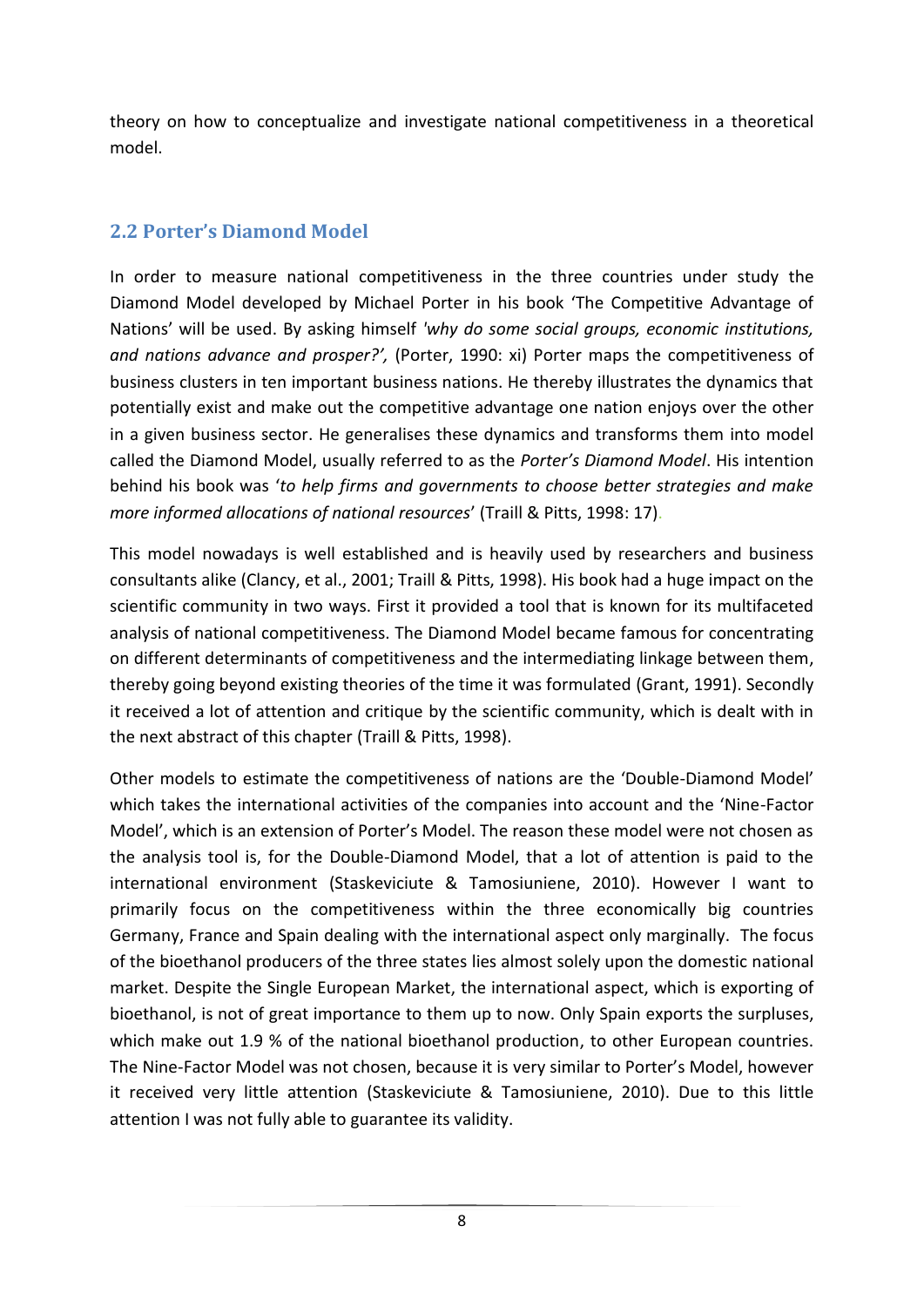theory on how to conceptualize and investigate national competitiveness in a theoretical model.

## 2.2 Porter's Diamond Model

In order to measure national competitiveness in the three countries under study the Diamond Model developed by Michael Porter in his book 'The Competitive Advantage of Nations' will be used. By asking himself *'why do some social groups, economic institutions, and nations advance and prosper?',* (Porter, 1990: xi) Porter maps the competitiveness of business clusters in ten important business nations. He thereby illustrates the dynamics that potentially exist and make out the competitive advantage one nation enjoys over the other in a given business sector. He generalises these dynamics and transforms them into model called the Diamond Model, usually referred to as the *Porter's Diamond Model*. His intention behind his book was '*to help firms and governments to choose better strategies and make more informed allocations of national resources*' (Traill & Pitts, 1998: 17).

This model nowadays is well established and is heavily used by researchers and business consultants alike (Clancy, et al., 2001; Traill & Pitts, 1998). His book had a huge impact on the scientific community in two ways. First it provided a tool that is known for its multifaceted analysis of national competitiveness. The Diamond Model became famous for concentrating on different determinants of competitiveness and the intermediating linkage between them, thereby going beyond existing theories of the time it was formulated (Grant, 1991). Secondly it received a lot of attention and critique by the scientific community, which is dealt with in the next abstract of this chapter (Traill & Pitts, 1998).

Other models to estimate the competitiveness of nations are the 'Double-Diamond Model' which takes the international activities of the companies into account and the 'Nine-Factor Model', which is an extension of Porter's Model. The reason these model were not chosen as the analysis tool is, for the Double-Diamond Model, that a lot of attention is paid to the international environment (Staskeviciute & Tamosiuniene, 2010). However I want to primarily focus on the competitiveness within the three economically big countries Germany, France and Spain dealing with the international aspect only marginally. The focus of the bioethanol producers of the three states lies almost solely upon the domestic national market. Despite the Single European Market, the international aspect, which is exporting of bioethanol, is not of great importance to them up to now. Only Spain exports the surpluses, which make out 1.9 % of the national bioethanol production, to other European countries. The Nine-Factor Model was not chosen, because it is very similar to Porter's Model, however it received very little attention (Staskeviciute & Tamosiuniene, 2010). Due to this little attention I was not fully able to guarantee its validity.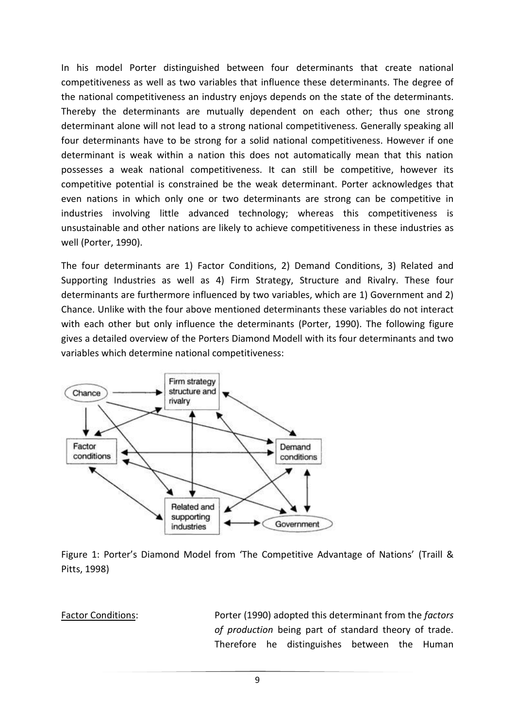In his model Porter distinguished between four determinants that create national competitiveness as well as two variables that influence these determinants. The degree of the national competitiveness an industry enjoys depends on the state of the determinants. Thereby the determinants are mutually dependent on each other; thus one strong determinant alone will not lead to a strong national competitiveness. Generally speaking all four determinants have to be strong for a solid national competitiveness. However if one determinant is weak within a nation this does not automatically mean that this nation possesses a weak national competitiveness. It can still be competitive, however its competitive potential is constrained be the weak determinant. Porter acknowledges that even nations in which only one or two determinants are strong can be competitive in industries involving little advanced technology; whereas this competitiveness is unsustainable and other nations are likely to achieve competitiveness in these industries as well (Porter, 1990).

The four determinants are 1) Factor Conditions, 2) Demand Conditions, 3) Related and Supporting Industries as well as 4) Firm Strategy, Structure and Rivalry. These four determinants are furthermore influenced by two variables, which are 1) Government and 2) Chance. Unlike with the four above mentioned determinants these variables do not interact with each other but only influence the determinants (Porter, 1990). The following figure gives a detailed overview of the Porters Diamond Modell with its four determinants and two variables which determine national competitiveness:

Chance

Firm strategy structure and rivalry

Factor conditions

Demand conditions

Related and supporting industries

Government

Figure 1: Porter's Diamond Model from 'The Competitive Advantage of Nations' (Traill & Pitts, 1998)

Factor Conditions: Porter (1990) adopted this determinant from the *factors of production* being part of standard theory of trade. Therefore he distinguishes between the Human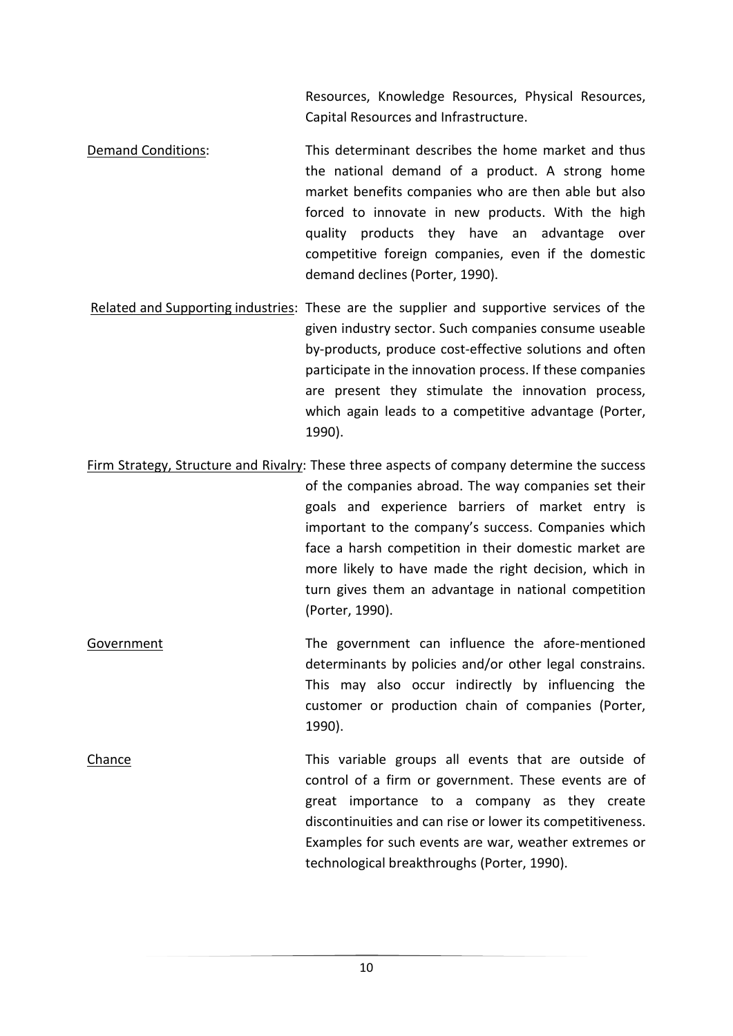Resources, Knowledge Resources, Physical Resources, Capital Resources and Infrastructure.

<u>Demand Conditions</u>: This determinant describes the home market and thus the national demand of a product. A strong home market benefits companies who are then able but also forced to innovate in new products. With the high quality products they have an advantage over competitive foreign companies, even if the domestic demand declines (Porter, 1990).

<u>Related and Supporting industries</u>: These are the supplier and supportive services of the given industry sector. Such companies consume useable by-products, produce cost-effective solutions and often participate in the innovation process. If these companies are present they stimulate the innovation process, which again leads to a competitive advantage (Porter, 1990).

<u>Firm Strategy, Structure and Rivalry</u>: These three aspects of company determine the success of the companies abroad. The way companies set their goals and experience barriers of market entry is important to the company's success. Companies which face a harsh competition in their domestic market are more likely to have made the right decision, which in turn gives them an advantage in national competition (Porter, 1990).

<u>Government</u> The government can influence the afore-mentioned determinants by policies and/or other legal constrains. This may also occur indirectly by influencing the customer or production chain of companies (Porter, 1990).

<u>Chance</u> This variable groups all events that are outside of control of a firm or government. These events are of great importance to a company as they create discontinuities and can rise or lower its competitiveness. Examples for such events are war, weather extremes or technological breakthroughs (Porter, 1990).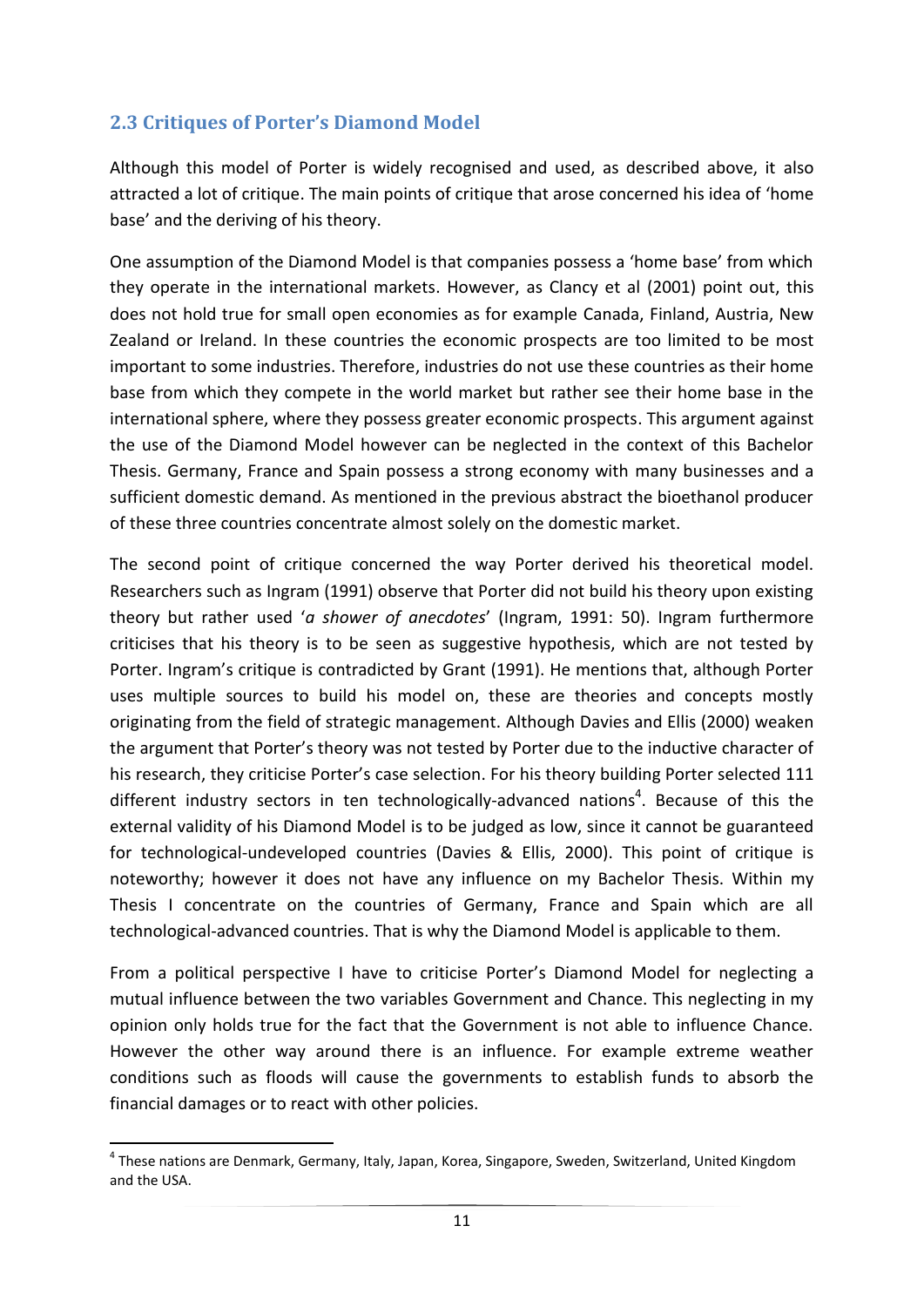## 2.3 Critiques of Porter's Diamond Model

Although this model of Porter is widely recognised and used, as described above, it also attracted a lot of critique. The main points of critique that arose concerned his idea of 'home base' and the deriving of his theory.

One assumption of the Diamond Model is that companies possess a 'home base' from which they operate in the international markets. However, as Clancy et al (2001) point out, this does not hold true for small open economies as for example Canada, Finland, Austria, New Zealand or Ireland. In these countries the economic prospects are too limited to be most important to some industries. Therefore, industries do not use these countries as their home base from which they compete in the world market but rather see their home base in the international sphere, where they possess greater economic prospects. This argument against the use of the Diamond Model however can be neglected in the context of this Bachelor Thesis. Germany, France and Spain possess a strong economy with many businesses and a sufficient domestic demand. As mentioned in the previous abstract the bioethanol producer of these three countries concentrate almost solely on the domestic market.

The second point of critique concerned the way Porter derived his theoretical model. Researchers such as Ingram (1991) observe that Porter did not build his theory upon existing theory but rather used '*a shower of anecdotes*' (Ingram, 1991: 50). Ingram furthermore criticises that his theory is to be seen as suggestive hypothesis, which are not tested by Porter. Ingram's critique is contradicted by Grant (1991). He mentions that, although Porter uses multiple sources to build his model on, these are theories and concepts mostly originating from the field of strategic management. Although Davies and Ellis (2000) weaken the argument that Porter's theory was not tested by Porter due to the inductive character of his research, they criticise Porter's case selection. For his theory building Porter selected 111 different industry sectors in ten technologically-advanced nations[4]. Because of this the external validity of his Diamond Model is to be judged as low, since it cannot be guaranteed for technological-undeveloped countries (Davies & Ellis, 2000). This point of critique is noteworthy; however it does not have any influence on my Bachelor Thesis. Within my Thesis I concentrate on the countries of Germany, France and Spain which are all technological-advanced countries. That is why the Diamond Model is applicable to them.

From a political perspective I have to criticise Porter's Diamond Model for neglecting a mutual influence between the two variables Government and Chance. This neglecting in my opinion only holds true for the fact that the Government is not able to influence Chance. However the other way around there is an influence. For example extreme weather conditions such as floods will cause the governments to establish funds to absorb the financial damages or to react with other policies.

[4] These nations are Denmark, Germany, Italy, Japan, Korea, Singapore, Sweden, Switzerland, United Kingdom and the USA.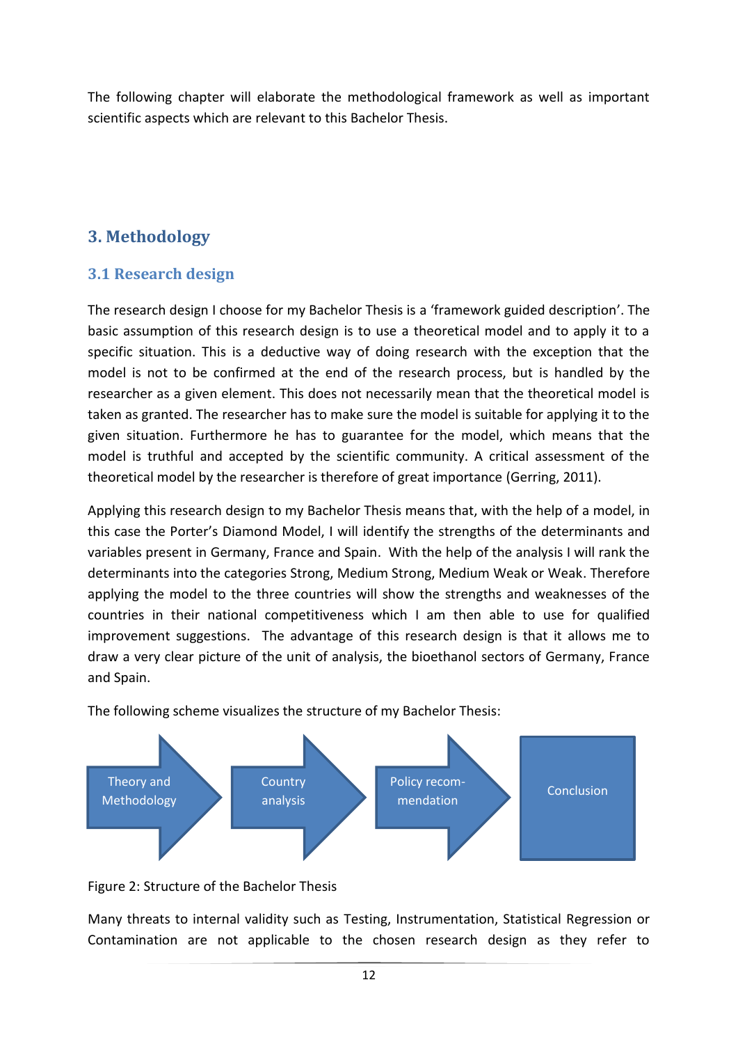The following chapter will elaborate the methodological framework as well as important scientific aspects which are relevant to this Bachelor Thesis.

# 3. Methodology

## 3.1 Research design

The research design I choose for my Bachelor Thesis is a 'framework guided description'. The basic assumption of this research design is to use a theoretical model and to apply it to a specific situation. This is a deductive way of doing research with the exception that the model is not to be confirmed at the end of the research process, but is handled by the researcher as a given element. This does not necessarily mean that the theoretical model is taken as granted. The researcher has to make sure the model is suitable for applying it to the given situation. Furthermore he has to guarantee for the model, which means that the model is truthful and accepted by the scientific community. A critical assessment of the theoretical model by the researcher is therefore of great importance (Gerring, 2011).

Applying this research design to my Bachelor Thesis means that, with the help of a model, in this case the Porter's Diamond Model, I will identify the strengths of the determinants and variables present in Germany, France and Spain. With the help of the analysis I will rank the determinants into the categories Strong, Medium Strong, Medium Weak or Weak. Therefore applying the model to the three countries will show the strengths and weaknesses of the countries in their national competitiveness which I am then able to use for qualified improvement suggestions. The advantage of this research design is that it allows me to draw a very clear picture of the unit of analysis, the bioethanol sectors of Germany, France and Spain.

The following scheme visualizes the structure of my Bachelor Thesis:

Theory and Methodology

Country analysis

Policy recom-mendation

Conclusion

Figure 2: Structure of the Bachelor Thesis

Many threats to internal validity such as Testing, Instrumentation, Statistical Regression or Contamination are not applicable to the chosen research design as they refer to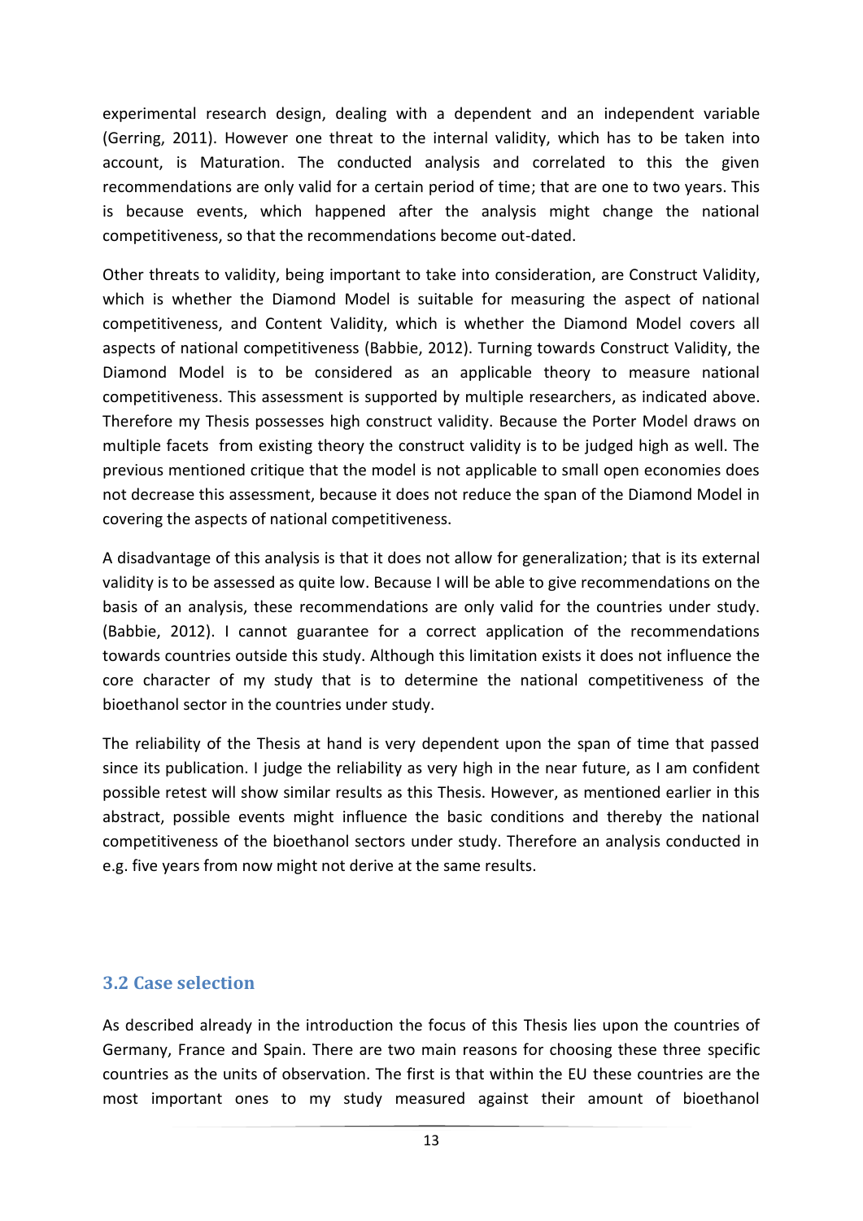experimental research design, dealing with a dependent and an independent variable (Gerring, 2011). However one threat to the internal validity, which has to be taken into account, is Maturation. The conducted analysis and correlated to this the given recommendations are only valid for a certain period of time; that are one to two years. This is because events, which happened after the analysis might change the national competitiveness, so that the recommendations become out-dated.

Other threats to validity, being important to take into consideration, are Construct Validity, which is whether the Diamond Model is suitable for measuring the aspect of national competitiveness, and Content Validity, which is whether the Diamond Model covers all aspects of national competitiveness (Babbie, 2012). Turning towards Construct Validity, the Diamond Model is to be considered as an applicable theory to measure national competitiveness. This assessment is supported by multiple researchers, as indicated above. Therefore my Thesis possesses high construct validity. Because the Porter Model draws on multiple facets from existing theory the construct validity is to be judged high as well. The previous mentioned critique that the model is not applicable to small open economies does not decrease this assessment, because it does not reduce the span of the Diamond Model in covering the aspects of national competitiveness.

A disadvantage of this analysis is that it does not allow for generalization; that is its external validity is to be assessed as quite low. Because I will be able to give recommendations on the basis of an analysis, these recommendations are only valid for the countries under study. (Babbie, 2012). I cannot guarantee for a correct application of the recommendations towards countries outside this study. Although this limitation exists it does not influence the core character of my study that is to determine the national competitiveness of the bioethanol sector in the countries under study.

The reliability of the Thesis at hand is very dependent upon the span of time that passed since its publication. I judge the reliability as very high in the near future, as I am confident possible retest will show similar results as this Thesis. However, as mentioned earlier in this abstract, possible events might influence the basic conditions and thereby the national competitiveness of the bioethanol sectors under study. Therefore an analysis conducted in e.g. five years from now might not derive at the same results.

## 3.2 Case selection

As described already in the introduction the focus of this Thesis lies upon the countries of Germany, France and Spain. There are two main reasons for choosing these three specific countries as the units of observation. The first is that within the EU these countries are the most important ones to my study measured against their amount of bioethanol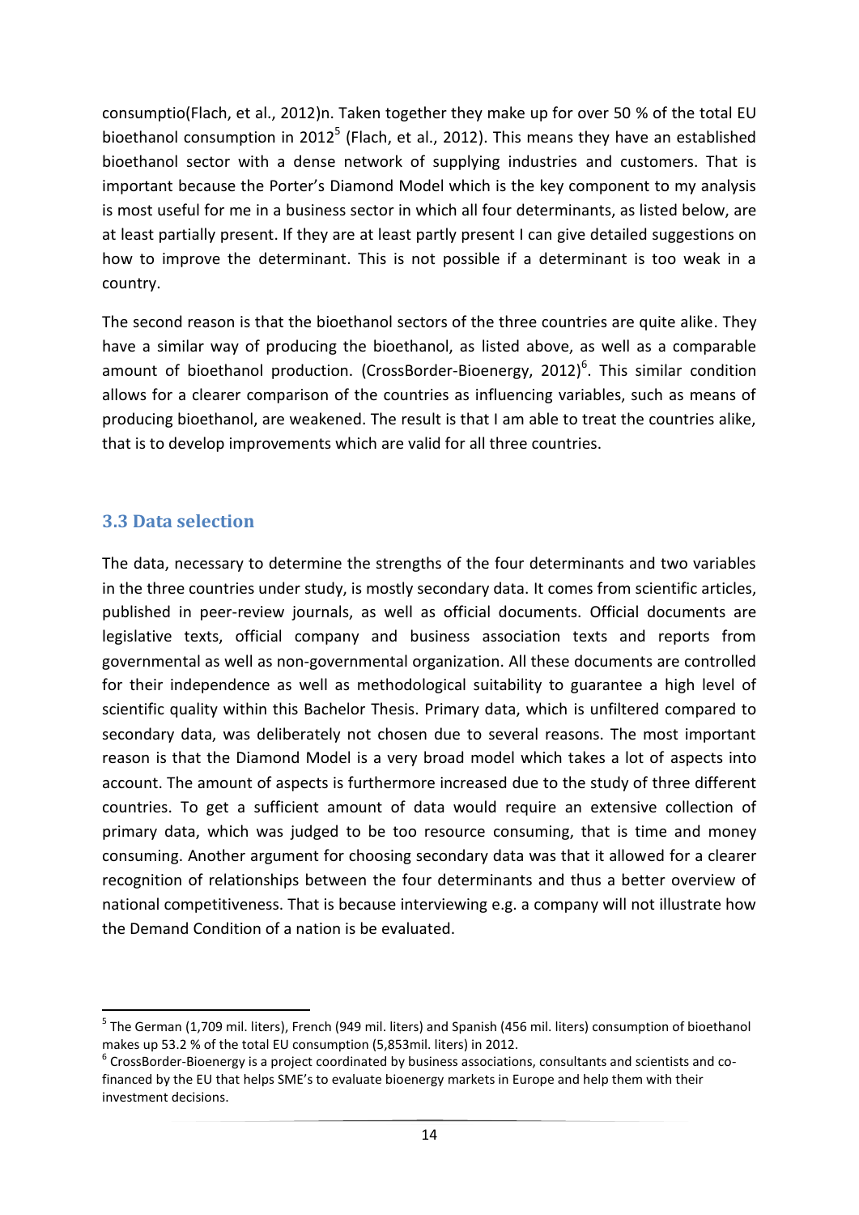consumptio(Flach, et al., 2012)n. Taken together they make up for over 50 % of the total EU bioethanol consumption in 2012[5] (Flach, et al., 2012). This means they have an established bioethanol sector with a dense network of supplying industries and customers. That is important because the Porter's Diamond Model which is the key component to my analysis is most useful for me in a business sector in which all four determinants, as listed below, are at least partially present. If they are at least partly present I can give detailed suggestions on how to improve the determinant. This is not possible if a determinant is too weak in a country.

The second reason is that the bioethanol sectors of the three countries are quite alike. They have a similar way of producing the bioethanol, as listed above, as well as a comparable amount of bioethanol production. (CrossBorder-Bioenergy, 2012)[6]. This similar condition allows for a clearer comparison of the countries as influencing variables, such as means of producing bioethanol, are weakened. The result is that I am able to treat the countries alike, that is to develop improvements which are valid for all three countries.

### 3.3 Data selection

The data, necessary to determine the strengths of the four determinants and two variables in the three countries under study, is mostly secondary data. It comes from scientific articles, published in peer-review journals, as well as official documents. Official documents are legislative texts, official company and business association texts and reports from governmental as well as non-governmental organization. All these documents are controlled for their independence as well as methodological suitability to guarantee a high level of scientific quality within this Bachelor Thesis. Primary data, which is unfiltered compared to secondary data, was deliberately not chosen due to several reasons. The most important reason is that the Diamond Model is a very broad model which takes a lot of aspects into account. The amount of aspects is furthermore increased due to the study of three different countries. To get a sufficient amount of data would require an extensive collection of primary data, which was judged to be too resource consuming, that is time and money consuming. Another argument for choosing secondary data was that it allowed for a clearer recognition of relationships between the four determinants and thus a better overview of national competitiveness. That is because interviewing e.g. a company will not illustrate how the Demand Condition of a nation is be evaluated.

---

[5] The German (1,709 mil. liters), French (949 mil. liters) and Spanish (456 mil. liters) consumption of bioethanol makes up 53.2 % of the total EU consumption (5,853mil. liters) in 2012.

[6] CrossBorder-Bioenergy is a project coordinated by business associations, consultants and scientists and co-financed by the EU that helps SME's to evaluate bioenergy markets in Europe and help them with their investment decisions.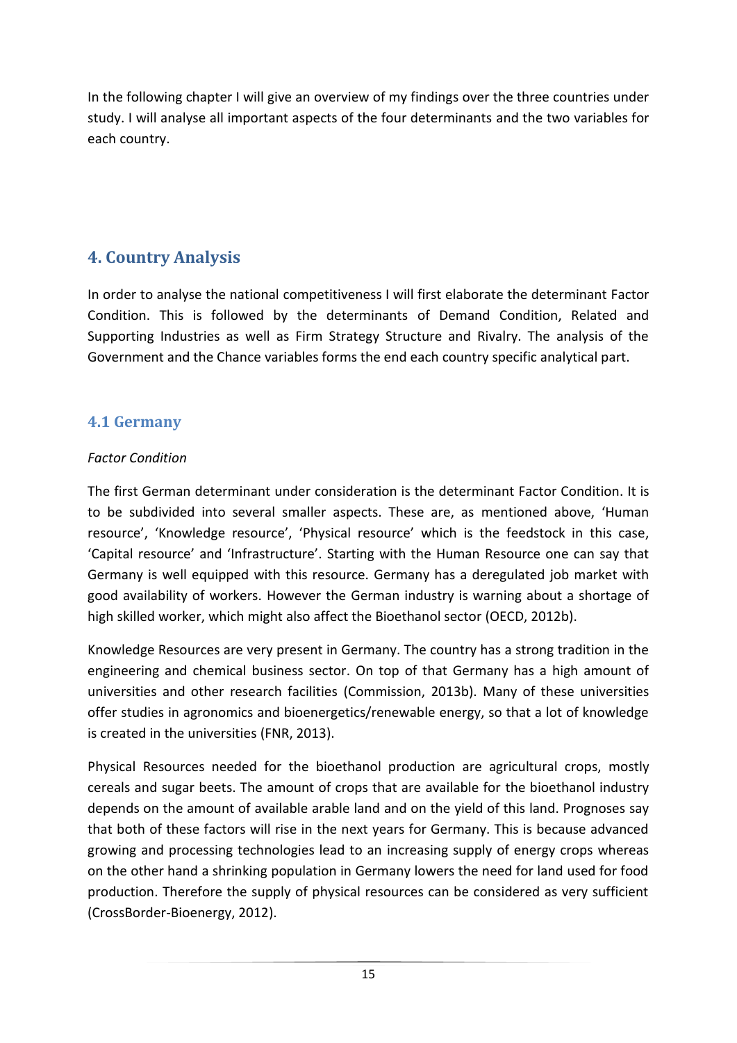In the following chapter I will give an overview of my findings over the three countries under study. I will analyse all important aspects of the four determinants and the two variables for each country.

# 4. Country Analysis

In order to analyse the national competitiveness I will first elaborate the determinant Factor Condition. This is followed by the determinants of Demand Condition, Related and Supporting Industries as well as Firm Strategy Structure and Rivalry. The analysis of the Government and the Chance variables forms the end each country specific analytical part.

## 4.1 Germany

*Factor Condition*

The first German determinant under consideration is the determinant Factor Condition. It is to be subdivided into several smaller aspects. These are, as mentioned above, 'Human resource', 'Knowledge resource', 'Physical resource' which is the feedstock in this case, 'Capital resource' and 'Infrastructure'. Starting with the Human Resource one can say that Germany is well equipped with this resource. Germany has a deregulated job market with good availability of workers. However the German industry is warning about a shortage of high skilled worker, which might also affect the Bioethanol sector (OECD, 2012b).

Knowledge Resources are very present in Germany. The country has a strong tradition in the engineering and chemical business sector. On top of that Germany has a high amount of universities and other research facilities (Commission, 2013b). Many of these universities offer studies in agronomics and bioenergetics/renewable energy, so that a lot of knowledge is created in the universities (FNR, 2013).

Physical Resources needed for the bioethanol production are agricultural crops, mostly cereals and sugar beets. The amount of crops that are available for the bioethanol industry depends on the amount of available arable land and on the yield of this land. Prognoses say that both of these factors will rise in the next years for Germany. This is because advanced growing and processing technologies lead to an increasing supply of energy crops whereas on the other hand a shrinking population in Germany lowers the need for land used for food production. Therefore the supply of physical resources can be considered as very sufficient (CrossBorder-Bioenergy, 2012).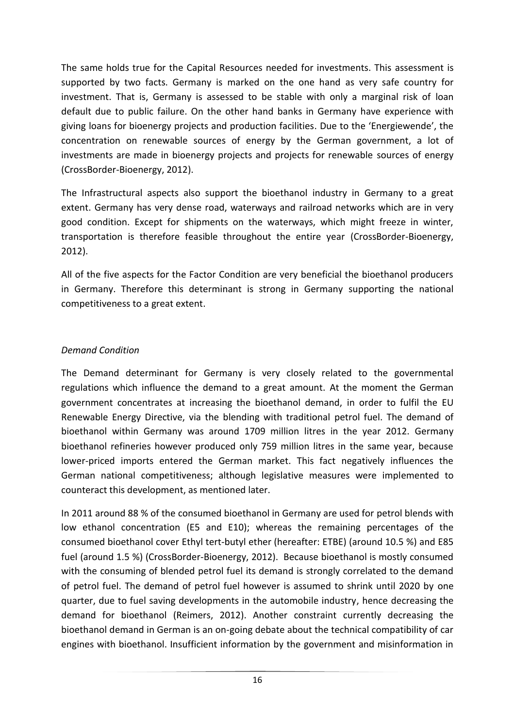The same holds true for the Capital Resources needed for investments. This assessment is supported by two facts. Germany is marked on the one hand as very safe country for investment. That is, Germany is assessed to be stable with only a marginal risk of loan default due to public failure. On the other hand banks in Germany have experience with giving loans for bioenergy projects and production facilities. Due to the 'Energiewende', the concentration on renewable sources of energy by the German government, a lot of investments are made in bioenergy projects and projects for renewable sources of energy (CrossBorder-Bioenergy, 2012).

The Infrastructural aspects also support the bioethanol industry in Germany to a great extent. Germany has very dense road, waterways and railroad networks which are in very good condition. Except for shipments on the waterways, which might freeze in winter, transportation is therefore feasible throughout the entire year (CrossBorder-Bioenergy, 2012).

All of the five aspects for the Factor Condition are very beneficial the bioethanol producers in Germany. Therefore this determinant is strong in Germany supporting the national competitiveness to a great extent.

*Demand Condition*

The Demand determinant for Germany is very closely related to the governmental regulations which influence the demand to a great amount. At the moment the German government concentrates at increasing the bioethanol demand, in order to fulfil the EU Renewable Energy Directive, via the blending with traditional petrol fuel. The demand of bioethanol within Germany was around 1709 million litres in the year 2012. Germany bioethanol refineries however produced only 759 million litres in the same year, because lower-priced imports entered the German market. This fact negatively influences the German national competitiveness; although legislative measures were implemented to counteract this development, as mentioned later.

In 2011 around 88 % of the consumed bioethanol in Germany are used for petrol blends with low ethanol concentration (E5 and E10); whereas the remaining percentages of the consumed bioethanol cover Ethyl tert-butyl ether (hereafter: ETBE) (around 10.5 %) and E85 fuel (around 1.5 %) (CrossBorder-Bioenergy, 2012). Because bioethanol is mostly consumed with the consuming of blended petrol fuel its demand is strongly correlated to the demand of petrol fuel. The demand of petrol fuel however is assumed to shrink until 2020 by one quarter, due to fuel saving developments in the automobile industry, hence decreasing the demand for bioethanol (Reimers, 2012). Another constraint currently decreasing the bioethanol demand in German is an on-going debate about the technical compatibility of car engines with bioethanol. Insufficient information by the government and misinformation in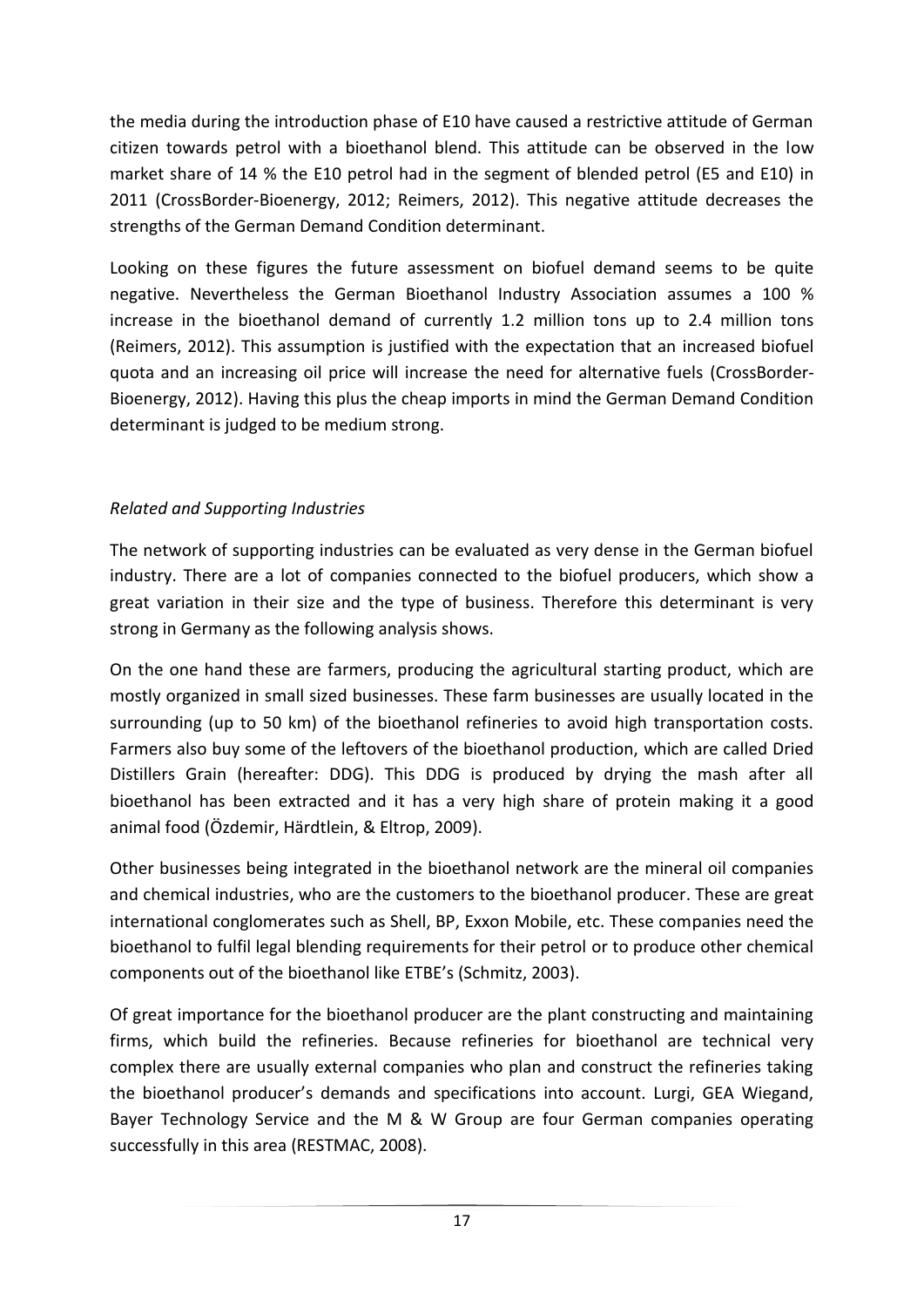the media during the introduction phase of E10 have caused a restrictive attitude of German citizen towards petrol with a bioethanol blend. This attitude can be observed in the low market share of 14 % the E10 petrol had in the segment of blended petrol (E5 and E10) in 2011 (CrossBorder-Bioenergy, 2012; Reimers, 2012). This negative attitude decreases the strengths of the German Demand Condition determinant.

Looking on these figures the future assessment on biofuel demand seems to be quite negative. Nevertheless the German Bioethanol Industry Association assumes a 100 % increase in the bioethanol demand of currently 1.2 million tons up to 2.4 million tons (Reimers, 2012). This assumption is justified with the expectation that an increased biofuel quota and an increasing oil price will increase the need for alternative fuels (CrossBorder-Bioenergy, 2012). Having this plus the cheap imports in mind the German Demand Condition determinant is judged to be medium strong.

*Related and Supporting Industries*

The network of supporting industries can be evaluated as very dense in the German biofuel industry. There are a lot of companies connected to the biofuel producers, which show a great variation in their size and the type of business. Therefore this determinant is very strong in Germany as the following analysis shows.

On the one hand these are farmers, producing the agricultural starting product, which are mostly organized in small sized businesses. These farm businesses are usually located in the surrounding (up to 50 km) of the bioethanol refineries to avoid high transportation costs. Farmers also buy some of the leftovers of the bioethanol production, which are called Dried Distillers Grain (hereafter: DDG). This DDG is produced by drying the mash after all bioethanol has been extracted and it has a very high share of protein making it a good animal food (Özdemir, Härdtlein, & Eltrop, 2009).

Other businesses being integrated in the bioethanol network are the mineral oil companies and chemical industries, who are the customers to the bioethanol producer. These are great international conglomerates such as Shell, BP, Exxon Mobile, etc. These companies need the bioethanol to fulfil legal blending requirements for their petrol or to produce other chemical components out of the bioethanol like ETBE's (Schmitz, 2003).

Of great importance for the bioethanol producer are the plant constructing and maintaining firms, which build the refineries. Because refineries for bioethanol are technical very complex there are usually external companies who plan and construct the refineries taking the bioethanol producer's demands and specifications into account. Lurgi, GEA Wiegand, Bayer Technology Service and the M & W Group are four German companies operating successfully in this area (RESTMAC, 2008).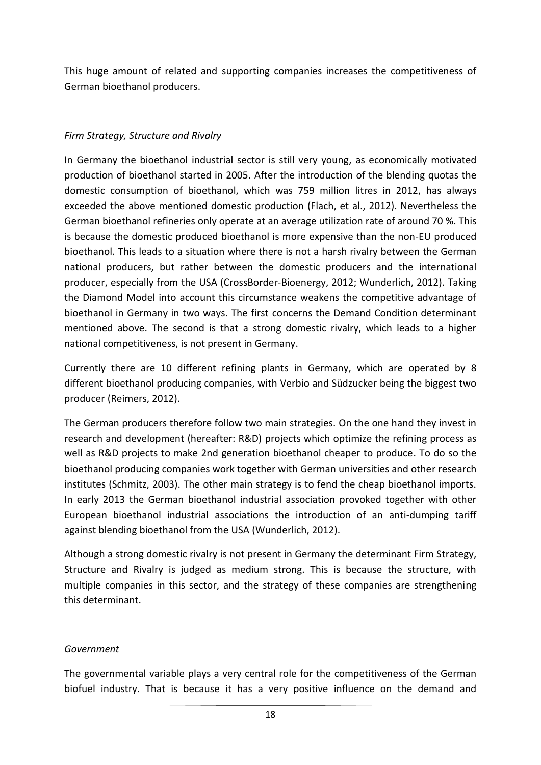This huge amount of related and supporting companies increases the competitiveness of German bioethanol producers.

*Firm Strategy, Structure and Rivalry*

In Germany the bioethanol industrial sector is still very young, as economically motivated production of bioethanol started in 2005. After the introduction of the blending quotas the domestic consumption of bioethanol, which was 759 million litres in 2012, has always exceeded the above mentioned domestic production (Flach, et al., 2012). Nevertheless the German bioethanol refineries only operate at an average utilization rate of around 70 %. This is because the domestic produced bioethanol is more expensive than the non-EU produced bioethanol. This leads to a situation where there is not a harsh rivalry between the German national producers, but rather between the domestic producers and the international producer, especially from the USA (CrossBorder-Bioenergy, 2012; Wunderlich, 2012). Taking the Diamond Model into account this circumstance weakens the competitive advantage of bioethanol in Germany in two ways. The first concerns the Demand Condition determinant mentioned above. The second is that a strong domestic rivalry, which leads to a higher national competitiveness, is not present in Germany.

Currently there are 10 different refining plants in Germany, which are operated by 8 different bioethanol producing companies, with Verbio and Südzucker being the biggest two producer (Reimers, 2012).

The German producers therefore follow two main strategies. On the one hand they invest in research and development (hereafter: R&D) projects which optimize the refining process as well as R&D projects to make 2nd generation bioethanol cheaper to produce. To do so the bioethanol producing companies work together with German universities and other research institutes (Schmitz, 2003). The other main strategy is to fend the cheap bioethanol imports. In early 2013 the German bioethanol industrial association provoked together with other European bioethanol industrial associations the introduction of an anti-dumping tariff against blending bioethanol from the USA (Wunderlich, 2012).

Although a strong domestic rivalry is not present in Germany the determinant Firm Strategy, Structure and Rivalry is judged as medium strong. This is because the structure, with multiple companies in this sector, and the strategy of these companies are strengthening this determinant.

*Government*

The governmental variable plays a very central role for the competitiveness of the German biofuel industry. That is because it has a very positive influence on the demand and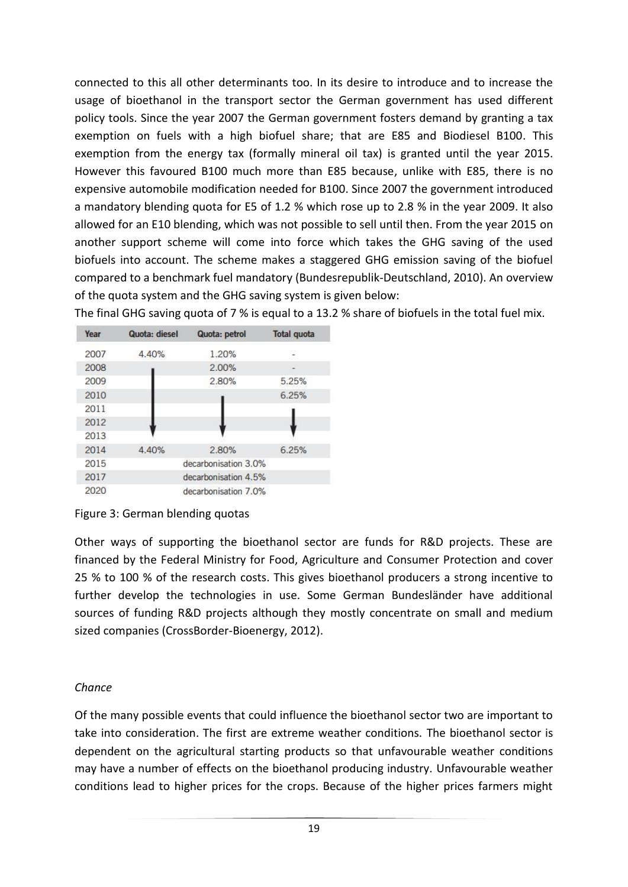connected to this all other determinants too. In its desire to introduce and to increase the usage of bioethanol in the transport sector the German government has used different policy tools. Since the year 2007 the German government fosters demand by granting a tax exemption on fuels with a high biofuel share; that are E85 and Biodiesel B100. This exemption from the energy tax (formally mineral oil tax) is granted until the year 2015. However this favoured B100 much more than E85 because, unlike with E85, there is no expensive automobile modification needed for B100. Since 2007 the government introduced a mandatory blending quota for E5 of 1.2 % which rose up to 2.8 % in the year 2009. It also allowed for an E10 blending, which was not possible to sell until then. From the year 2015 on another support scheme will come into force which takes the GHG saving of the used biofuels into account. The scheme makes a staggered GHG emission saving of the biofuel compared to a benchmark fuel mandatory (Bundesrepublik-Deutschland, 2010). An overview of the quota system and the GHG saving system is given below:

The final GHG saving quota of 7 % is equal to a 13.2 % share of biofuels in the total fuel mix.

| Year | Quota: diesel | Quota: petrol | Total quota |
|---|---|---|---|
| 2007 | 4.40% | 1.20% | - |
| 2008 | | 2.00% | - |
| 2009 | | 2.80% | 5.25% |
| 2010 | | | 6.25% |
| 2011 | | | |
| 2012 | | | |
| 2013 | | | |
| 2014 | 4.40% | 2.80% | 6.25% |
| 2015 | | decarbonisation 3.0% | |
| 2017 | | decarbonisation 4.5% | |
| 2020 | | decarbonisation 7.0% | |

Figure 3: German blending quotas

Other ways of supporting the bioethanol sector are funds for R&D projects. These are financed by the Federal Ministry for Food, Agriculture and Consumer Protection and cover 25 % to 100 % of the research costs. This gives bioethanol producers a strong incentive to further develop the technologies in use. Some German Bundesländer have additional sources of funding R&D projects although they mostly concentrate on small and medium sized companies (CrossBorder-Bioenergy, 2012).

*Chance*

Of the many possible events that could influence the bioethanol sector two are important to take into consideration. The first are extreme weather conditions. The bioethanol sector is dependent on the agricultural starting products so that unfavourable weather conditions may have a number of effects on the bioethanol producing industry. Unfavourable weather conditions lead to higher prices for the crops. Because of the higher prices farmers might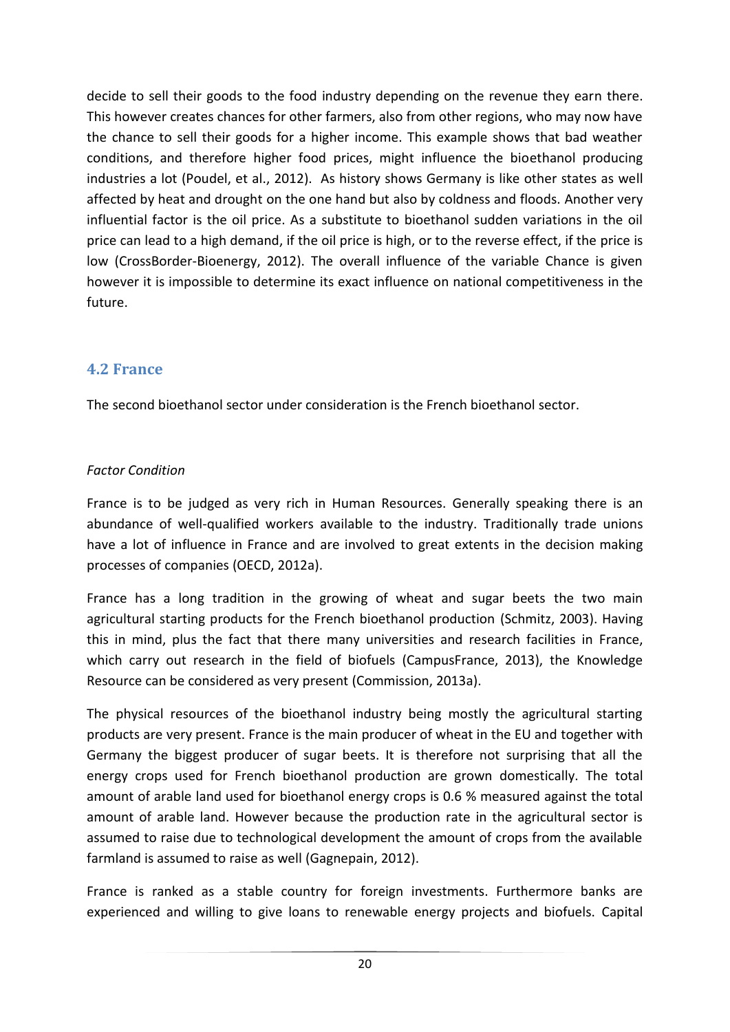decide to sell their goods to the food industry depending on the revenue they earn there. This however creates chances for other farmers, also from other regions, who may now have the chance to sell their goods for a higher income. This example shows that bad weather conditions, and therefore higher food prices, might influence the bioethanol producing industries a lot (Poudel, et al., 2012). As history shows Germany is like other states as well affected by heat and drought on the one hand but also by coldness and floods. Another very influential factor is the oil price. As a substitute to bioethanol sudden variations in the oil price can lead to a high demand, if the oil price is high, or to the reverse effect, if the price is low (CrossBorder-Bioenergy, 2012). The overall influence of the variable Chance is given however it is impossible to determine its exact influence on national competitiveness in the future.

## 4.2 France

The second bioethanol sector under consideration is the French bioethanol sector.

*Factor Condition*

France is to be judged as very rich in Human Resources. Generally speaking there is an abundance of well-qualified workers available to the industry. Traditionally trade unions have a lot of influence in France and are involved to great extents in the decision making processes of companies (OECD, 2012a).

France has a long tradition in the growing of wheat and sugar beets the two main agricultural starting products for the French bioethanol production (Schmitz, 2003). Having this in mind, plus the fact that there many universities and research facilities in France, which carry out research in the field of biofuels (CampusFrance, 2013), the Knowledge Resource can be considered as very present (Commission, 2013a).

The physical resources of the bioethanol industry being mostly the agricultural starting products are very present. France is the main producer of wheat in the EU and together with Germany the biggest producer of sugar beets. It is therefore not surprising that all the energy crops used for French bioethanol production are grown domestically. The total amount of arable land used for bioethanol energy crops is 0.6 % measured against the total amount of arable land. However because the production rate in the agricultural sector is assumed to raise due to technological development the amount of crops from the available farmland is assumed to raise as well (Gagnepain, 2012).

France is ranked as a stable country for foreign investments. Furthermore banks are experienced and willing to give loans to renewable energy projects and biofuels. Capital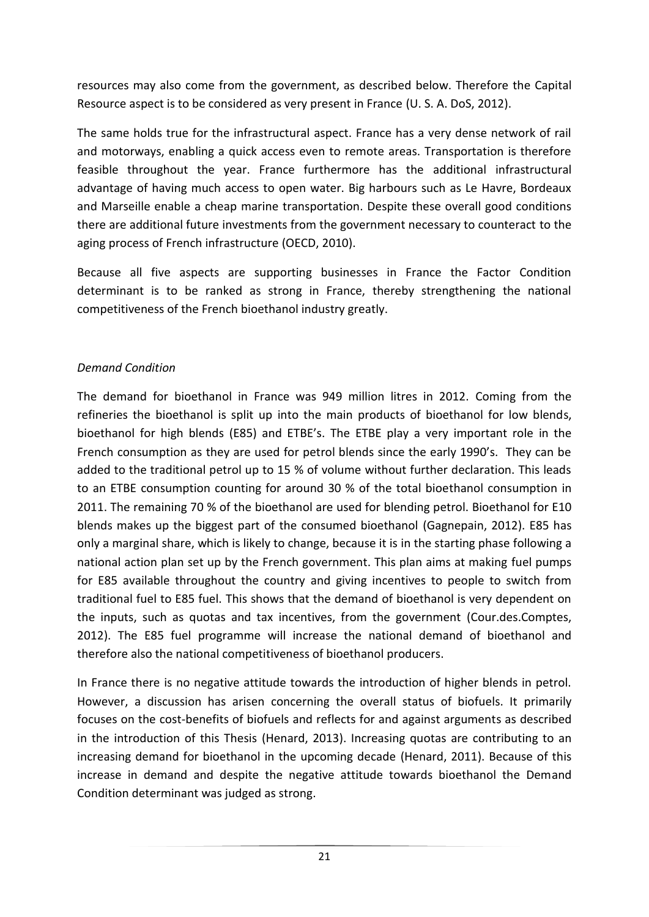resources may also come from the government, as described below. Therefore the Capital Resource aspect is to be considered as very present in France (U. S. A. DoS, 2012).

The same holds true for the infrastructural aspect. France has a very dense network of rail and motorways, enabling a quick access even to remote areas. Transportation is therefore feasible throughout the year. France furthermore has the additional infrastructural advantage of having much access to open water. Big harbours such as Le Havre, Bordeaux and Marseille enable a cheap marine transportation. Despite these overall good conditions there are additional future investments from the government necessary to counteract to the aging process of French infrastructure (OECD, 2010).

Because all five aspects are supporting businesses in France the Factor Condition determinant is to be ranked as strong in France, thereby strengthening the national competitiveness of the French bioethanol industry greatly.

*Demand Condition*

The demand for bioethanol in France was 949 million litres in 2012. Coming from the refineries the bioethanol is split up into the main products of bioethanol for low blends, bioethanol for high blends (E85) and ETBE's. The ETBE play a very important role in the French consumption as they are used for petrol blends since the early 1990's. They can be added to the traditional petrol up to 15 % of volume without further declaration. This leads to an ETBE consumption counting for around 30 % of the total bioethanol consumption in 2011. The remaining 70 % of the bioethanol are used for blending petrol. Bioethanol for E10 blends makes up the biggest part of the consumed bioethanol (Gagnepain, 2012). E85 has only a marginal share, which is likely to change, because it is in the starting phase following a national action plan set up by the French government. This plan aims at making fuel pumps for E85 available throughout the country and giving incentives to people to switch from traditional fuel to E85 fuel. This shows that the demand of bioethanol is very dependent on the inputs, such as quotas and tax incentives, from the government (Cour.des.Comptes, 2012). The E85 fuel programme will increase the national demand of bioethanol and therefore also the national competitiveness of bioethanol producers.

In France there is no negative attitude towards the introduction of higher blends in petrol. However, a discussion has arisen concerning the overall status of biofuels. It primarily focuses on the cost-benefits of biofuels and reflects for and against arguments as described in the introduction of this Thesis (Henard, 2013). Increasing quotas are contributing to an increasing demand for bioethanol in the upcoming decade (Henard, 2011). Because of this increase in demand and despite the negative attitude towards bioethanol the Demand Condition determinant was judged as strong.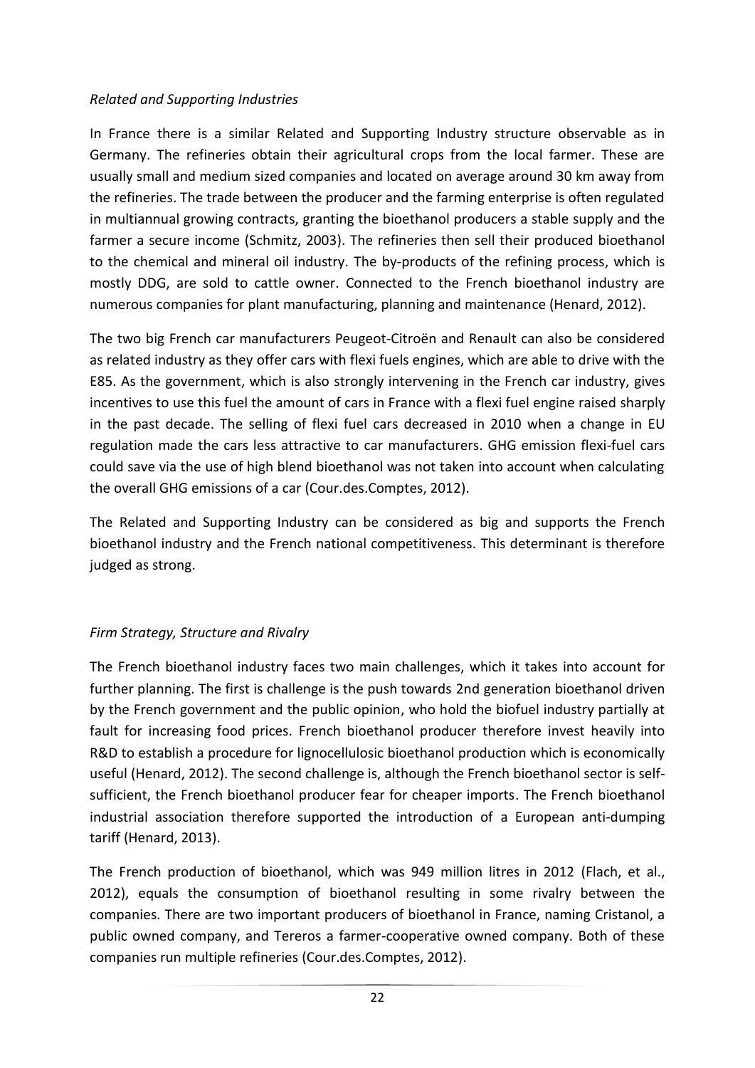*Related and Supporting Industries*

In France there is a similar Related and Supporting Industry structure observable as in Germany. The refineries obtain their agricultural crops from the local farmer. These are usually small and medium sized companies and located on average around 30 km away from the refineries. The trade between the producer and the farming enterprise is often regulated in multiannual growing contracts, granting the bioethanol producers a stable supply and the farmer a secure income (Schmitz, 2003). The refineries then sell their produced bioethanol to the chemical and mineral oil industry. The by-products of the refining process, which is mostly DDG, are sold to cattle owner. Connected to the French bioethanol industry are numerous companies for plant manufacturing, planning and maintenance (Henard, 2012).

The two big French car manufacturers Peugeot-Citroën and Renault can also be considered as related industry as they offer cars with flexi fuels engines, which are able to drive with the E85. As the government, which is also strongly intervening in the French car industry, gives incentives to use this fuel the amount of cars in France with a flexi fuel engine raised sharply in the past decade. The selling of flexi fuel cars decreased in 2010 when a change in EU regulation made the cars less attractive to car manufacturers. GHG emission flexi-fuel cars could save via the use of high blend bioethanol was not taken into account when calculating the overall GHG emissions of a car (Cour.des.Comptes, 2012).

The Related and Supporting Industry can be considered as big and supports the French bioethanol industry and the French national competitiveness. This determinant is therefore judged as strong.

*Firm Strategy, Structure and Rivalry*

The French bioethanol industry faces two main challenges, which it takes into account for further planning. The first is challenge is the push towards 2nd generation bioethanol driven by the French government and the public opinion, who hold the biofuel industry partially at fault for increasing food prices. French bioethanol producer therefore invest heavily into R&D to establish a procedure for lignocellulosic bioethanol production which is economically useful (Henard, 2012). The second challenge is, although the French bioethanol sector is self-sufficient, the French bioethanol producer fear for cheaper imports. The French bioethanol industrial association therefore supported the introduction of a European anti-dumping tariff (Henard, 2013).

The French production of bioethanol, which was 949 million litres in 2012 (Flach, et al., 2012), equals the consumption of bioethanol resulting in some rivalry between the companies. There are two important producers of bioethanol in France, naming Cristanol, a public owned company, and Tereros a farmer-cooperative owned company. Both of these companies run multiple refineries (Cour.des.Comptes, 2012).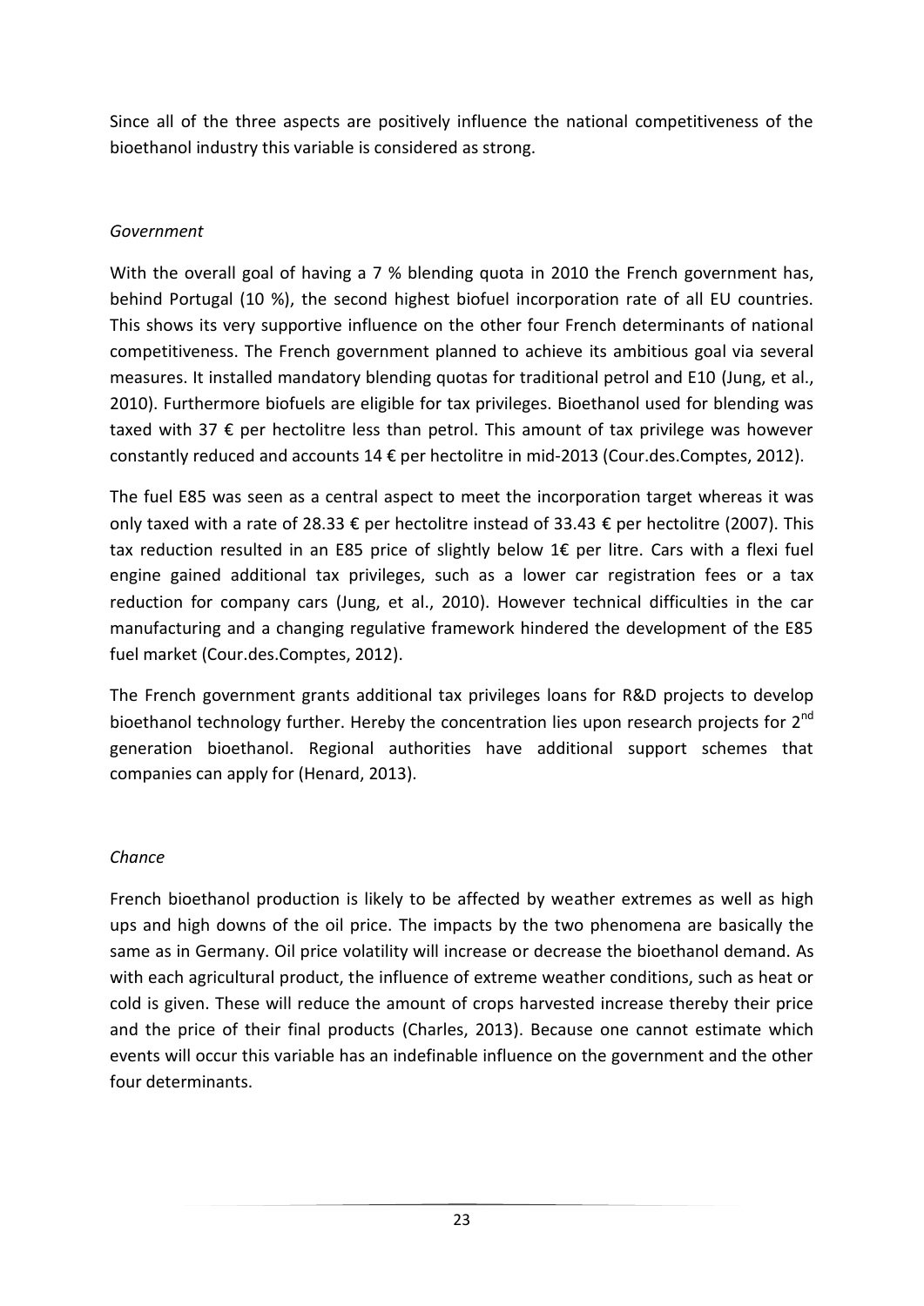Since all of the three aspects are positively influence the national competitiveness of the bioethanol industry this variable is considered as strong.

*Government*

With the overall goal of having a 7 % blending quota in 2010 the French government has, behind Portugal (10 %), the second highest biofuel incorporation rate of all EU countries. This shows its very supportive influence on the other four French determinants of national competitiveness. The French government planned to achieve its ambitious goal via several measures. It installed mandatory blending quotas for traditional petrol and E10 (Jung, et al., 2010). Furthermore biofuels are eligible for tax privileges. Bioethanol used for blending was taxed with 37 € per hectolitre less than petrol. This amount of tax privilege was however constantly reduced and accounts 14 € per hectolitre in mid-2013 (Cour.des.Comptes, 2012).

The fuel E85 was seen as a central aspect to meet the incorporation target whereas it was only taxed with a rate of 28.33 € per hectolitre instead of 33.43 € per hectolitre (2007). This tax reduction resulted in an E85 price of slightly below 1€ per litre. Cars with a flexi fuel engine gained additional tax privileges, such as a lower car registration fees or a tax reduction for company cars (Jung, et al., 2010). However technical difficulties in the car manufacturing and a changing regulative framework hindered the development of the E85 fuel market (Cour.des.Comptes, 2012).

The French government grants additional tax privileges loans for R&D projects to develop bioethanol technology further. Hereby the concentration lies upon research projects for 2nd generation bioethanol. Regional authorities have additional support schemes that companies can apply for (Henard, 2013).

*Chance*

French bioethanol production is likely to be affected by weather extremes as well as high ups and high downs of the oil price. The impacts by the two phenomena are basically the same as in Germany. Oil price volatility will increase or decrease the bioethanol demand. As with each agricultural product, the influence of extreme weather conditions, such as heat or cold is given. These will reduce the amount of crops harvested increase thereby their price and the price of their final products (Charles, 2013). Because one cannot estimate which events will occur this variable has an indefinable influence on the government and the other four determinants.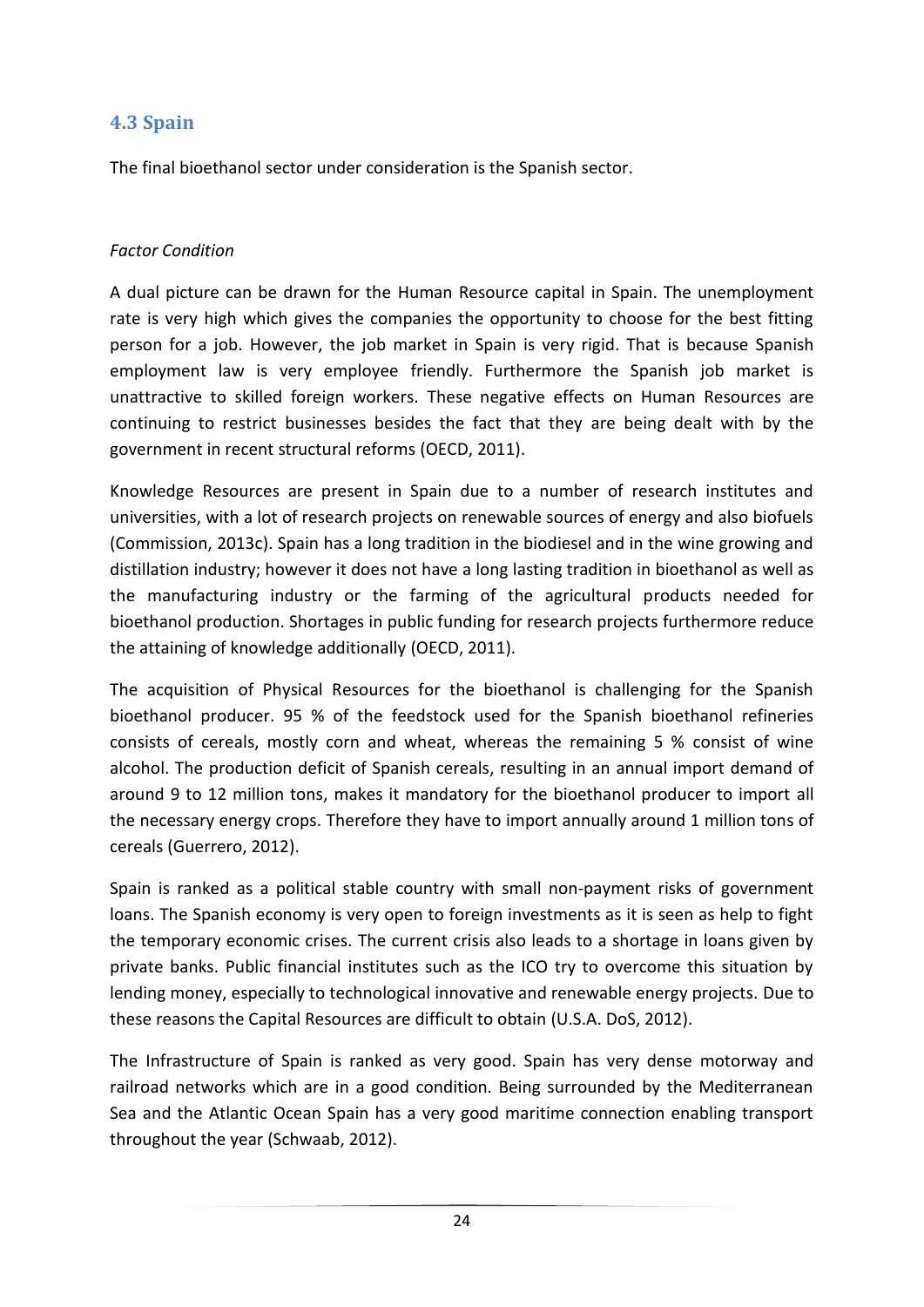### 4.3 Spain

The final bioethanol sector under consideration is the Spanish sector.

*Factor Condition*

A dual picture can be drawn for the Human Resource capital in Spain. The unemployment rate is very high which gives the companies the opportunity to choose for the best fitting person for a job. However, the job market in Spain is very rigid. That is because Spanish employment law is very employee friendly. Furthermore the Spanish job market is unattractive to skilled foreign workers. These negative effects on Human Resources are continuing to restrict businesses besides the fact that they are being dealt with by the government in recent structural reforms (OECD, 2011).

Knowledge Resources are present in Spain due to a number of research institutes and universities, with a lot of research projects on renewable sources of energy and also biofuels (Commission, 2013c). Spain has a long tradition in the biodiesel and in the wine growing and distillation industry; however it does not have a long lasting tradition in bioethanol as well as the manufacturing industry or the farming of the agricultural products needed for bioethanol production. Shortages in public funding for research projects furthermore reduce the attaining of knowledge additionally (OECD, 2011).

The acquisition of Physical Resources for the bioethanol is challenging for the Spanish bioethanol producer. 95 % of the feedstock used for the Spanish bioethanol refineries consists of cereals, mostly corn and wheat, whereas the remaining 5 % consist of wine alcohol. The production deficit of Spanish cereals, resulting in an annual import demand of around 9 to 12 million tons, makes it mandatory for the bioethanol producer to import all the necessary energy crops. Therefore they have to import annually around 1 million tons of cereals (Guerrero, 2012).

Spain is ranked as a political stable country with small non-payment risks of government loans. The Spanish economy is very open to foreign investments as it is seen as help to fight the temporary economic crises. The current crisis also leads to a shortage in loans given by private banks. Public financial institutes such as the ICO try to overcome this situation by lending money, especially to technological innovative and renewable energy projects. Due to these reasons the Capital Resources are difficult to obtain (U.S.A. DoS, 2012).

The Infrastructure of Spain is ranked as very good. Spain has very dense motorway and railroad networks which are in a good condition. Being surrounded by the Mediterranean Sea and the Atlantic Ocean Spain has a very good maritime connection enabling transport throughout the year (Schwaab, 2012).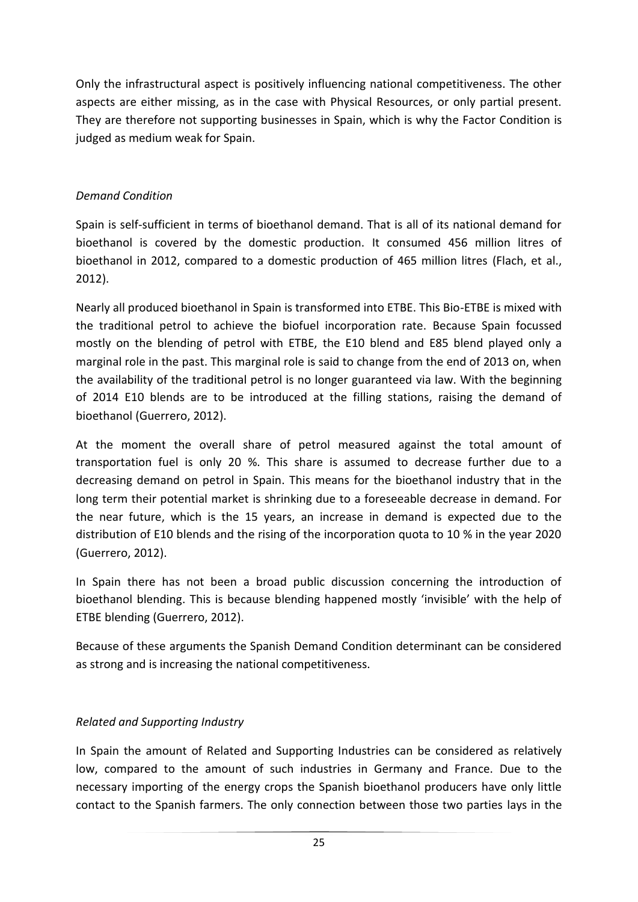Only the infrastructural aspect is positively influencing national competitiveness. The other aspects are either missing, as in the case with Physical Resources, or only partial present. They are therefore not supporting businesses in Spain, which is why the Factor Condition is judged as medium weak for Spain.

*Demand Condition*

Spain is self-sufficient in terms of bioethanol demand. That is all of its national demand for bioethanol is covered by the domestic production. It consumed 456 million litres of bioethanol in 2012, compared to a domestic production of 465 million litres (Flach, et al., 2012).

Nearly all produced bioethanol in Spain is transformed into ETBE. This Bio-ETBE is mixed with the traditional petrol to achieve the biofuel incorporation rate. Because Spain focussed mostly on the blending of petrol with ETBE, the E10 blend and E85 blend played only a marginal role in the past. This marginal role is said to change from the end of 2013 on, when the availability of the traditional petrol is no longer guaranteed via law. With the beginning of 2014 E10 blends are to be introduced at the filling stations, raising the demand of bioethanol (Guerrero, 2012).

At the moment the overall share of petrol measured against the total amount of transportation fuel is only 20 %. This share is assumed to decrease further due to a decreasing demand on petrol in Spain. This means for the bioethanol industry that in the long term their potential market is shrinking due to a foreseeable decrease in demand. For the near future, which is the 15 years, an increase in demand is expected due to the distribution of E10 blends and the rising of the incorporation quota to 10 % in the year 2020 (Guerrero, 2012).

In Spain there has not been a broad public discussion concerning the introduction of bioethanol blending. This is because blending happened mostly 'invisible' with the help of ETBE blending (Guerrero, 2012).

Because of these arguments the Spanish Demand Condition determinant can be considered as strong and is increasing the national competitiveness.

*Related and Supporting Industry*

In Spain the amount of Related and Supporting Industries can be considered as relatively low, compared to the amount of such industries in Germany and France. Due to the necessary importing of the energy crops the Spanish bioethanol producers have only little contact to the Spanish farmers. The only connection between those two parties lays in the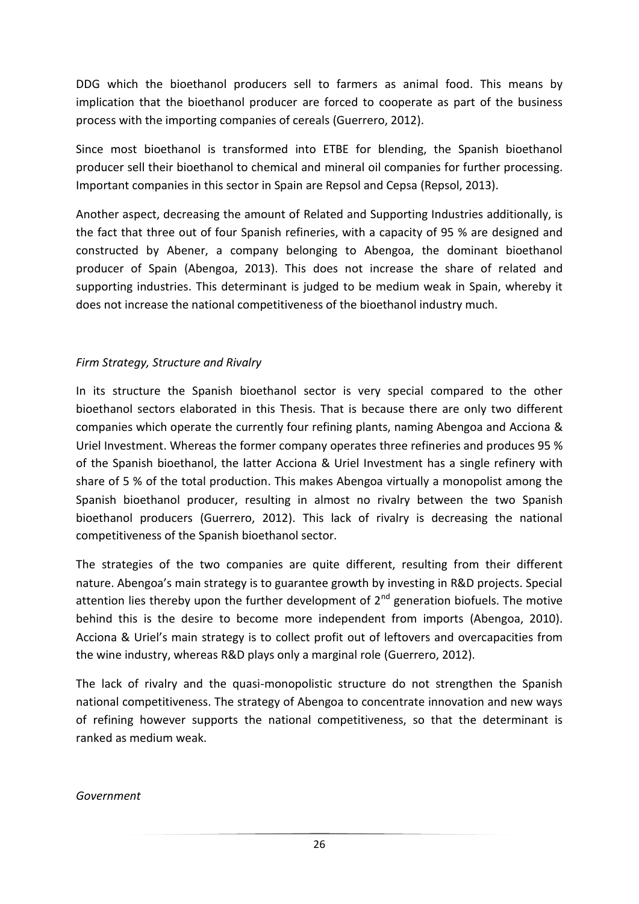DDG which the bioethanol producers sell to farmers as animal food. This means by implication that the bioethanol producer are forced to cooperate as part of the business process with the importing companies of cereals (Guerrero, 2012).

Since most bioethanol is transformed into ETBE for blending, the Spanish bioethanol producer sell their bioethanol to chemical and mineral oil companies for further processing. Important companies in this sector in Spain are Repsol and Cepsa (Repsol, 2013).

Another aspect, decreasing the amount of Related and Supporting Industries additionally, is the fact that three out of four Spanish refineries, with a capacity of 95 % are designed and constructed by Abener, a company belonging to Abengoa, the dominant bioethanol producer of Spain (Abengoa, 2013). This does not increase the share of related and supporting industries. This determinant is judged to be medium weak in Spain, whereby it does not increase the national competitiveness of the bioethanol industry much.

*Firm Strategy, Structure and Rivalry*

In its structure the Spanish bioethanol sector is very special compared to the other bioethanol sectors elaborated in this Thesis. That is because there are only two different companies which operate the currently four refining plants, naming Abengoa and Acciona & Uriel Investment. Whereas the former company operates three refineries and produces 95 % of the Spanish bioethanol, the latter Acciona & Uriel Investment has a single refinery with share of 5 % of the total production. This makes Abengoa virtually a monopolist among the Spanish bioethanol producer, resulting in almost no rivalry between the two Spanish bioethanol producers (Guerrero, 2012). This lack of rivalry is decreasing the national competitiveness of the Spanish bioethanol sector.

The strategies of the two companies are quite different, resulting from their different nature. Abengoa's main strategy is to guarantee growth by investing in R&D projects. Special attention lies thereby upon the further development of 2nd generation biofuels. The motive behind this is the desire to become more independent from imports (Abengoa, 2010). Acciona & Uriel's main strategy is to collect profit out of leftovers and overcapacities from the wine industry, whereas R&D plays only a marginal role (Guerrero, 2012).

The lack of rivalry and the quasi-monopolistic structure do not strengthen the Spanish national competitiveness. The strategy of Abengoa to concentrate innovation and new ways of refining however supports the national competitiveness, so that the determinant is ranked as medium weak.

*Government*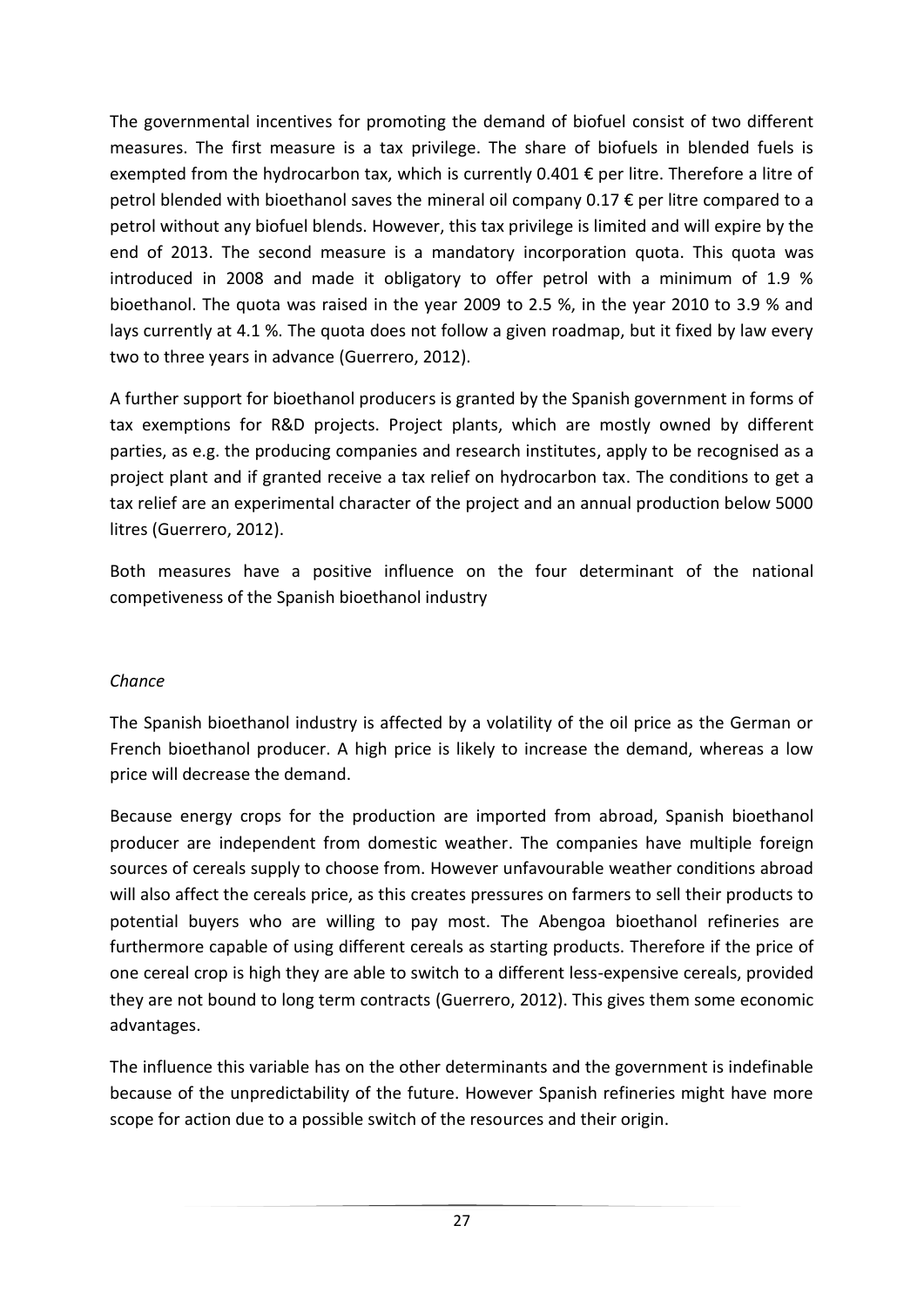The governmental incentives for promoting the demand of biofuel consist of two different measures. The first measure is a tax privilege. The share of biofuels in blended fuels is exempted from the hydrocarbon tax, which is currently 0.401 € per litre. Therefore a litre of petrol blended with bioethanol saves the mineral oil company 0.17 € per litre compared to a petrol without any biofuel blends. However, this tax privilege is limited and will expire by the end of 2013. The second measure is a mandatory incorporation quota. This quota was introduced in 2008 and made it obligatory to offer petrol with a minimum of 1.9 % bioethanol. The quota was raised in the year 2009 to 2.5 %, in the year 2010 to 3.9 % and lays currently at 4.1 %. The quota does not follow a given roadmap, but it fixed by law every two to three years in advance (Guerrero, 2012).

A further support for bioethanol producers is granted by the Spanish government in forms of tax exemptions for R&D projects. Project plants, which are mostly owned by different parties, as e.g. the producing companies and research institutes, apply to be recognised as a project plant and if granted receive a tax relief on hydrocarbon tax. The conditions to get a tax relief are an experimental character of the project and an annual production below 5000 litres (Guerrero, 2012).

Both measures have a positive influence on the four determinant of the national competiveness of the Spanish bioethanol industry

*Chance*

The Spanish bioethanol industry is affected by a volatility of the oil price as the German or French bioethanol producer. A high price is likely to increase the demand, whereas a low price will decrease the demand.

Because energy crops for the production are imported from abroad, Spanish bioethanol producer are independent from domestic weather. The companies have multiple foreign sources of cereals supply to choose from. However unfavourable weather conditions abroad will also affect the cereals price, as this creates pressures on farmers to sell their products to potential buyers who are willing to pay most. The Abengoa bioethanol refineries are furthermore capable of using different cereals as starting products. Therefore if the price of one cereal crop is high they are able to switch to a different less-expensive cereals, provided they are not bound to long term contracts (Guerrero, 2012). This gives them some economic advantages.

The influence this variable has on the other determinants and the government is indefinable because of the unpredictability of the future. However Spanish refineries might have more scope for action due to a possible switch of the resources and their origin.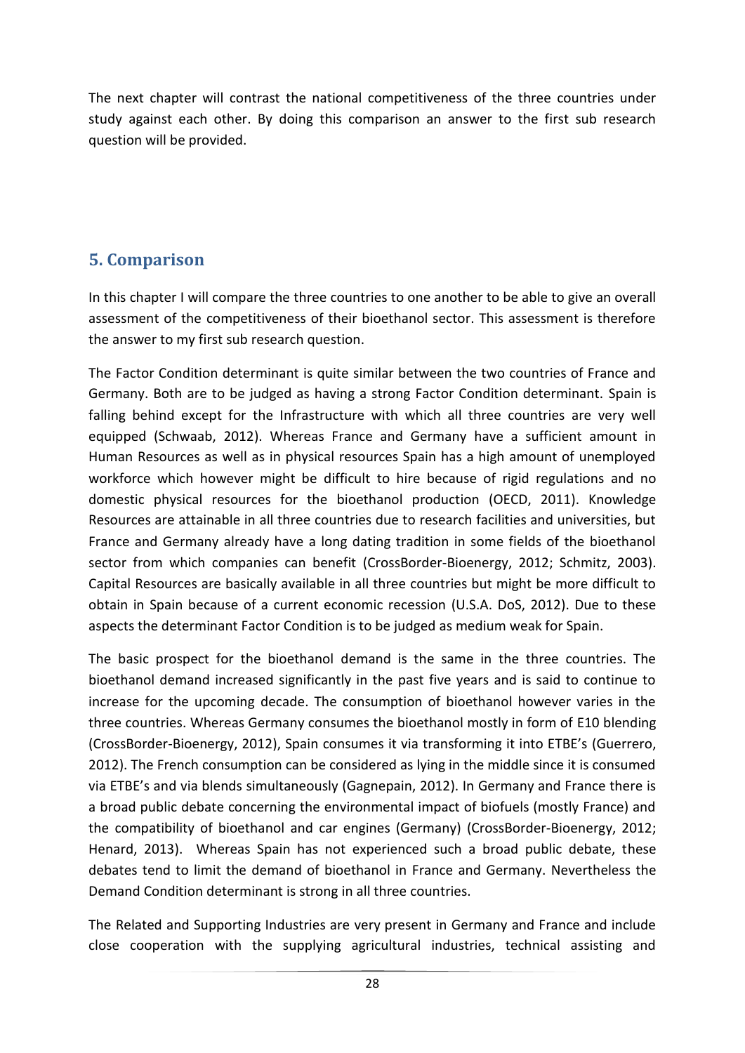The next chapter will contrast the national competitiveness of the three countries under study against each other. By doing this comparison an answer to the first sub research question will be provided.

## 5. Comparison

In this chapter I will compare the three countries to one another to be able to give an overall assessment of the competitiveness of their bioethanol sector. This assessment is therefore the answer to my first sub research question.

The Factor Condition determinant is quite similar between the two countries of France and Germany. Both are to be judged as having a strong Factor Condition determinant. Spain is falling behind except for the Infrastructure with which all three countries are very well equipped (Schwaab, 2012). Whereas France and Germany have a sufficient amount in Human Resources as well as in physical resources Spain has a high amount of unemployed workforce which however might be difficult to hire because of rigid regulations and no domestic physical resources for the bioethanol production (OECD, 2011). Knowledge Resources are attainable in all three countries due to research facilities and universities, but France and Germany already have a long dating tradition in some fields of the bioethanol sector from which companies can benefit (CrossBorder-Bioenergy, 2012; Schmitz, 2003). Capital Resources are basically available in all three countries but might be more difficult to obtain in Spain because of a current economic recession (U.S.A. DoS, 2012). Due to these aspects the determinant Factor Condition is to be judged as medium weak for Spain.

The basic prospect for the bioethanol demand is the same in the three countries. The bioethanol demand increased significantly in the past five years and is said to continue to increase for the upcoming decade. The consumption of bioethanol however varies in the three countries. Whereas Germany consumes the bioethanol mostly in form of E10 blending (CrossBorder-Bioenergy, 2012), Spain consumes it via transforming it into ETBE's (Guerrero, 2012). The French consumption can be considered as lying in the middle since it is consumed via ETBE's and via blends simultaneously (Gagnepain, 2012). In Germany and France there is a broad public debate concerning the environmental impact of biofuels (mostly France) and the compatibility of bioethanol and car engines (Germany) (CrossBorder-Bioenergy, 2012; Henard, 2013). Whereas Spain has not experienced such a broad public debate, these debates tend to limit the demand of bioethanol in France and Germany. Nevertheless the Demand Condition determinant is strong in all three countries.

The Related and Supporting Industries are very present in Germany and France and include close cooperation with the supplying agricultural industries, technical assisting and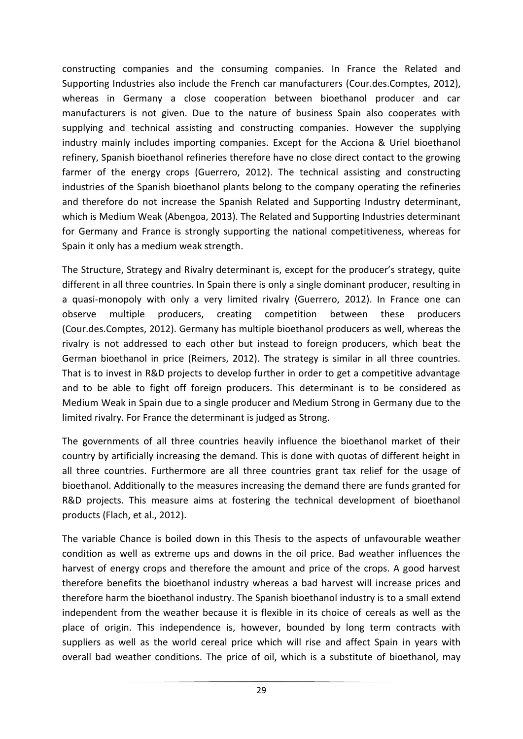constructing companies and the consuming companies. In France the Related and Supporting Industries also include the French car manufacturers (Cour.des.Comptes, 2012), whereas in Germany a close cooperation between bioethanol producer and car manufacturers is not given. Due to the nature of business Spain also cooperates with supplying and technical assisting and constructing companies. However the supplying industry mainly includes importing companies. Except for the Acciona & Uriel bioethanol refinery, Spanish bioethanol refineries therefore have no close direct contact to the growing farmer of the energy crops (Guerrero, 2012). The technical assisting and constructing industries of the Spanish bioethanol plants belong to the company operating the refineries and therefore do not increase the Spanish Related and Supporting Industry determinant, which is Medium Weak (Abengoa, 2013). The Related and Supporting Industries determinant for Germany and France is strongly supporting the national competitiveness, whereas for Spain it only has a medium weak strength.

The Structure, Strategy and Rivalry determinant is, except for the producer's strategy, quite different in all three countries. In Spain there is only a single dominant producer, resulting in a quasi-monopoly with only a very limited rivalry (Guerrero, 2012). In France one can observe multiple producers, creating competition between these producers (Cour.des.Comptes, 2012). Germany has multiple bioethanol producers as well, whereas the rivalry is not addressed to each other but instead to foreign producers, which beat the German bioethanol in price (Reimers, 2012). The strategy is similar in all three countries. That is to invest in R&D projects to develop further in order to get a competitive advantage and to be able to fight off foreign producers. This determinant is to be considered as Medium Weak in Spain due to a single producer and Medium Strong in Germany due to the limited rivalry. For France the determinant is judged as Strong.

The governments of all three countries heavily influence the bioethanol market of their country by artificially increasing the demand. This is done with quotas of different height in all three countries. Furthermore are all three countries grant tax relief for the usage of bioethanol. Additionally to the measures increasing the demand there are funds granted for R&D projects. This measure aims at fostering the technical development of bioethanol products (Flach, et al., 2012).

The variable Chance is boiled down in this Thesis to the aspects of unfavourable weather condition as well as extreme ups and downs in the oil price. Bad weather influences the harvest of energy crops and therefore the amount and price of the crops. A good harvest therefore benefits the bioethanol industry whereas a bad harvest will increase prices and therefore harm the bioethanol industry. The Spanish bioethanol industry is to a small extend independent from the weather because it is flexible in its choice of cereals as well as the place of origin. This independence is, however, bounded by long term contracts with suppliers as well as the world cereal price which will rise and affect Spain in years with overall bad weather conditions. The price of oil, which is a substitute of bioethanol, may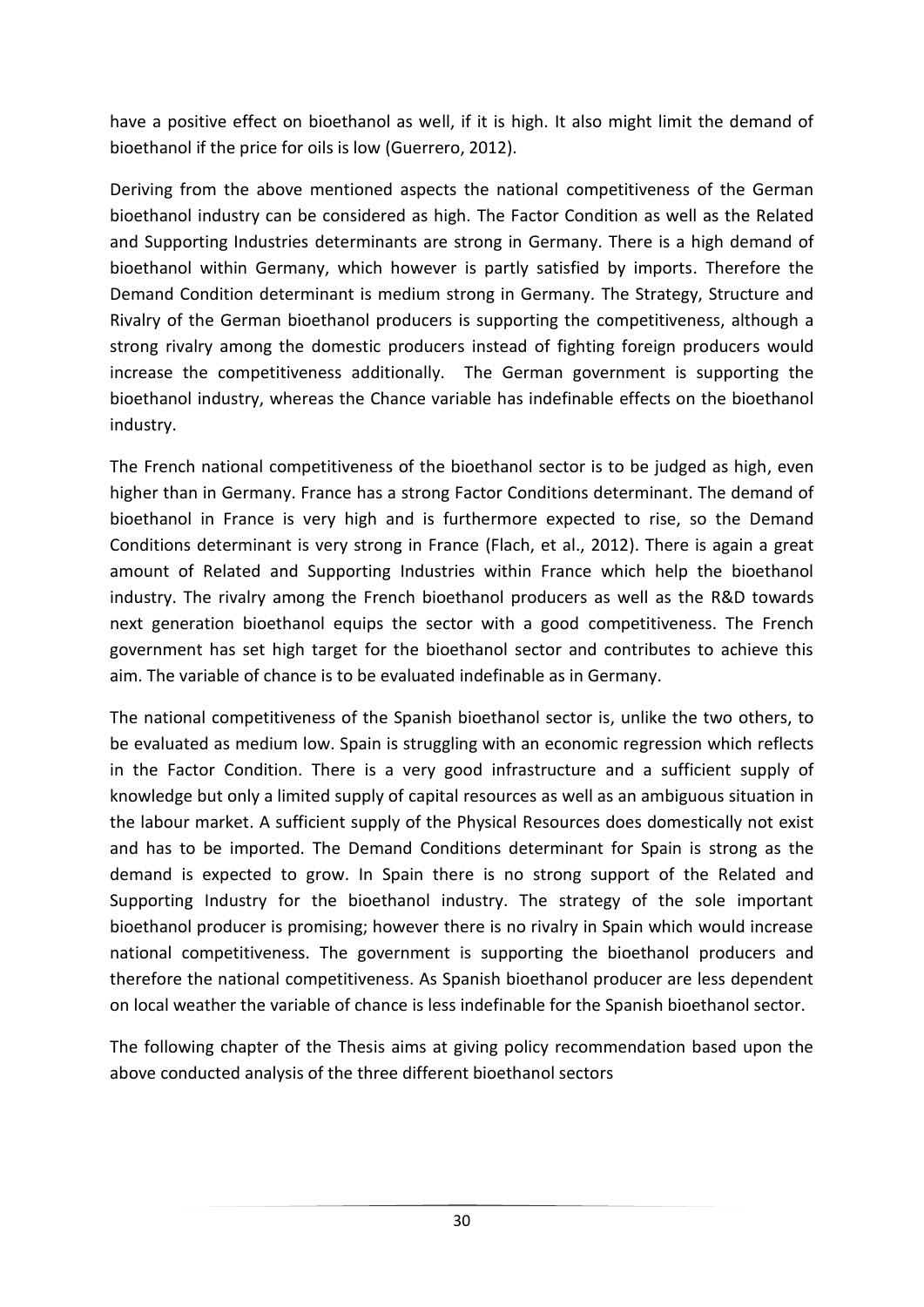have a positive effect on bioethanol as well, if it is high. It also might limit the demand of bioethanol if the price for oils is low (Guerrero, 2012).

Deriving from the above mentioned aspects the national competitiveness of the German bioethanol industry can be considered as high. The Factor Condition as well as the Related and Supporting Industries determinants are strong in Germany. There is a high demand of bioethanol within Germany, which however is partly satisfied by imports. Therefore the Demand Condition determinant is medium strong in Germany. The Strategy, Structure and Rivalry of the German bioethanol producers is supporting the competitiveness, although a strong rivalry among the domestic producers instead of fighting foreign producers would increase the competitiveness additionally. The German government is supporting the bioethanol industry, whereas the Chance variable has indefinable effects on the bioethanol industry.

The French national competitiveness of the bioethanol sector is to be judged as high, even higher than in Germany. France has a strong Factor Conditions determinant. The demand of bioethanol in France is very high and is furthermore expected to rise, so the Demand Conditions determinant is very strong in France (Flach, et al., 2012). There is again a great amount of Related and Supporting Industries within France which help the bioethanol industry. The rivalry among the French bioethanol producers as well as the R&D towards next generation bioethanol equips the sector with a good competitiveness. The French government has set high target for the bioethanol sector and contributes to achieve this aim. The variable of chance is to be evaluated indefinable as in Germany.

The national competitiveness of the Spanish bioethanol sector is, unlike the two others, to be evaluated as medium low. Spain is struggling with an economic regression which reflects in the Factor Condition. There is a very good infrastructure and a sufficient supply of knowledge but only a limited supply of capital resources as well as an ambiguous situation in the labour market. A sufficient supply of the Physical Resources does domestically not exist and has to be imported. The Demand Conditions determinant for Spain is strong as the demand is expected to grow. In Spain there is no strong support of the Related and Supporting Industry for the bioethanol industry. The strategy of the sole important bioethanol producer is promising; however there is no rivalry in Spain which would increase national competitiveness. The government is supporting the bioethanol producers and therefore the national competitiveness. As Spanish bioethanol producer are less dependent on local weather the variable of chance is less indefinable for the Spanish bioethanol sector.

The following chapter of the Thesis aims at giving policy recommendation based upon the above conducted analysis of the three different bioethanol sectors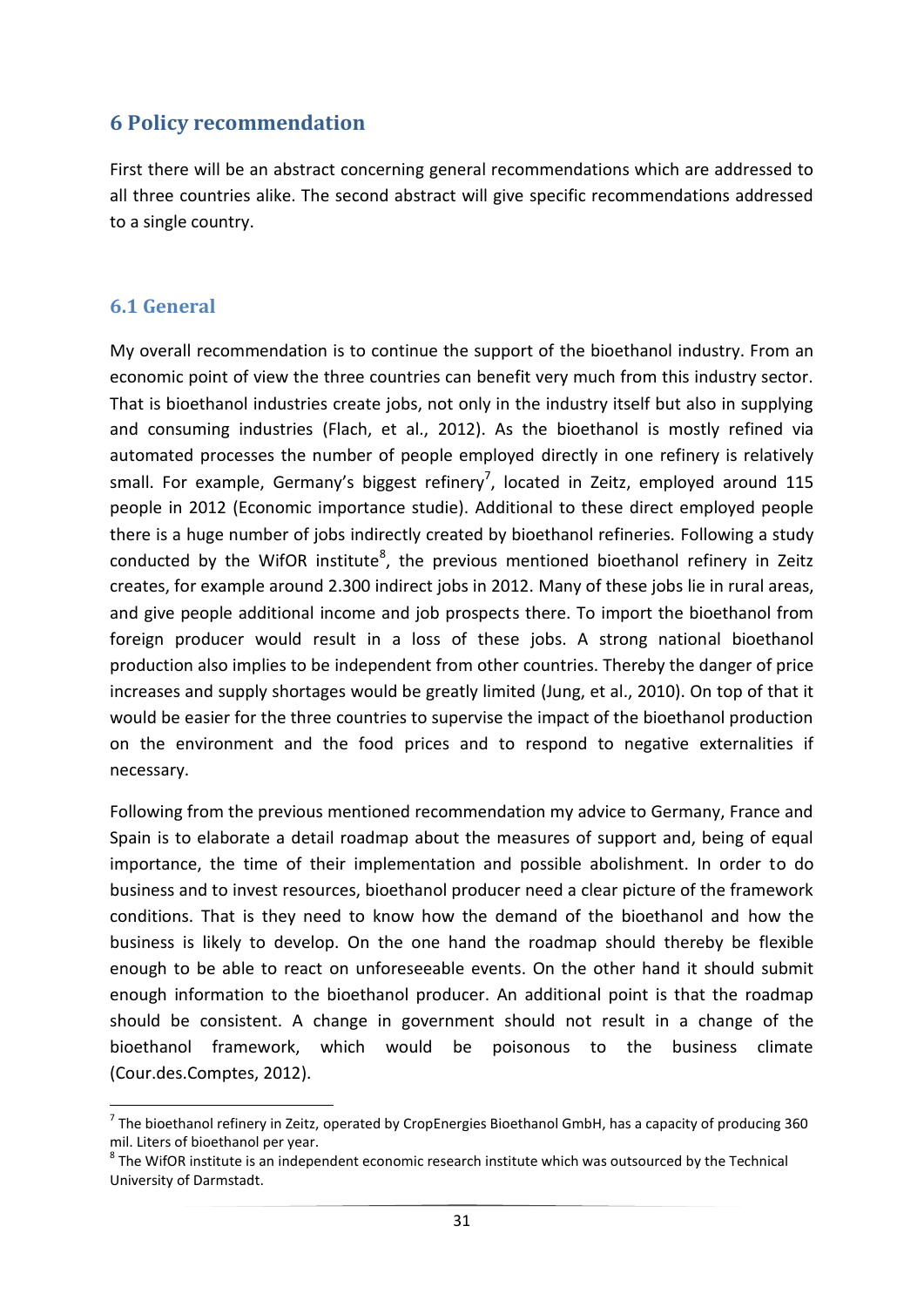## 6 Policy recommendation

First there will be an abstract concerning general recommendations which are addressed to all three countries alike. The second abstract will give specific recommendations addressed to a single country.

### 6.1 General

My overall recommendation is to continue the support of the bioethanol industry. From an economic point of view the three countries can benefit very much from this industry sector. That is bioethanol industries create jobs, not only in the industry itself but also in supplying and consuming industries (Flach, et al., 2012). As the bioethanol is mostly refined via automated processes the number of people employed directly in one refinery is relatively small. For example, Germany's biggest refinery[7], located in Zeitz, employed around 115 people in 2012 (Economic importance studie). Additional to these direct employed people there is a huge number of jobs indirectly created by bioethanol refineries. Following a study conducted by the WifOR institute[8], the previous mentioned bioethanol refinery in Zeitz creates, for example around 2.300 indirect jobs in 2012. Many of these jobs lie in rural areas, and give people additional income and job prospects there. To import the bioethanol from foreign producer would result in a loss of these jobs. A strong national bioethanol production also implies to be independent from other countries. Thereby the danger of price increases and supply shortages would be greatly limited (Jung, et al., 2010). On top of that it would be easier for the three countries to supervise the impact of the bioethanol production on the environment and the food prices and to respond to negative externalities if necessary.

Following from the previous mentioned recommendation my advice to Germany, France and Spain is to elaborate a detail roadmap about the measures of support and, being of equal importance, the time of their implementation and possible abolishment. In order to do business and to invest resources, bioethanol producer need a clear picture of the framework conditions. That is they need to know how the demand of the bioethanol and how the business is likely to develop. On the one hand the roadmap should thereby be flexible enough to be able to react on unforeseeable events. On the other hand it should submit enough information to the bioethanol producer. An additional point is that the roadmap should be consistent. A change in government should not result in a change of the bioethanol framework, which would be poisonous to the business climate (Cour.des.Comptes, 2012).

[7] The bioethanol refinery in Zeitz, operated by CropEnergies Bioethanol GmbH, has a capacity of producing 360 mil. Liters of bioethanol per year.

[8] The WifOR institute is an independent economic research institute which was outsourced by the Technical University of Darmstadt.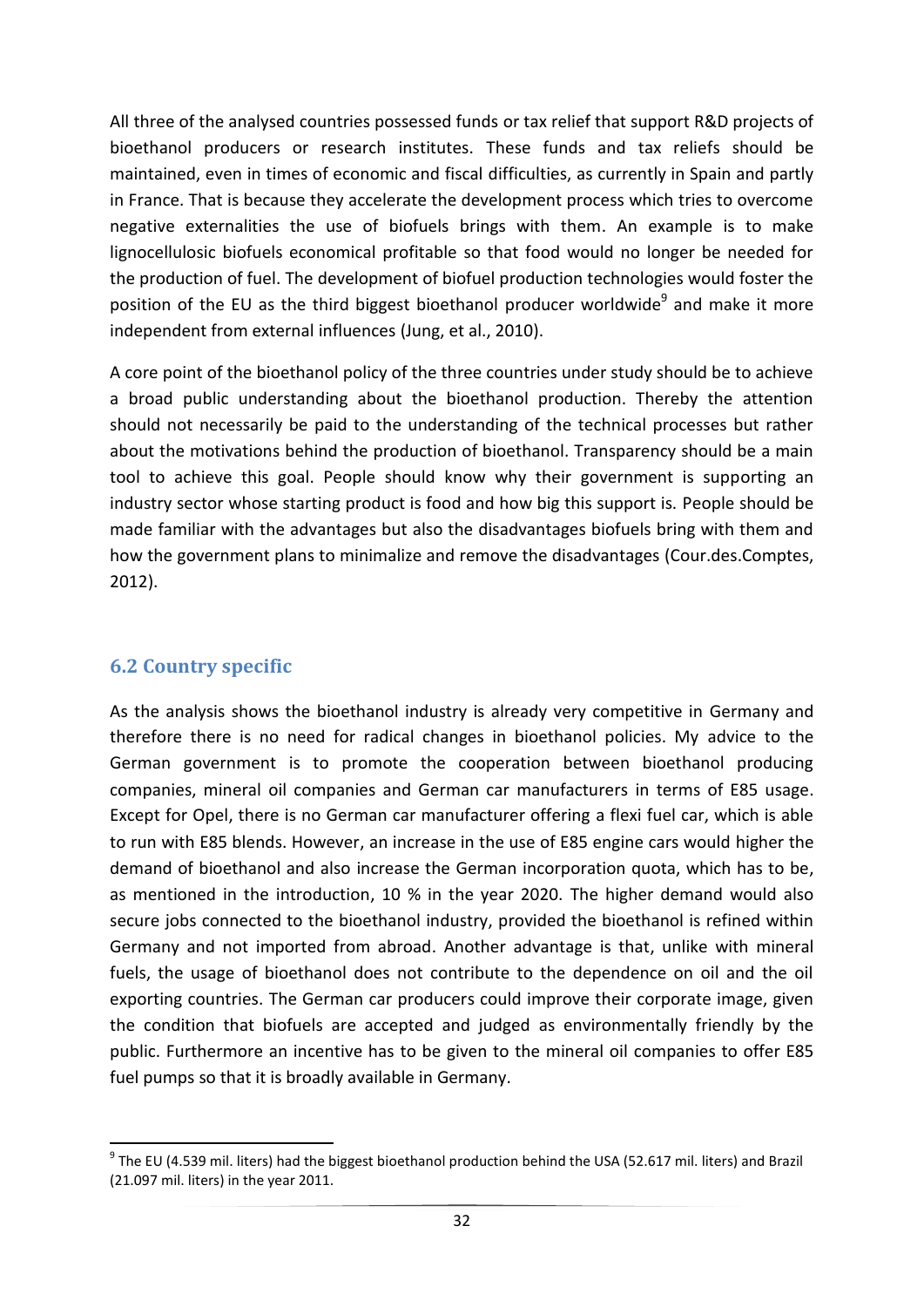All three of the analysed countries possessed funds or tax relief that support R&D projects of bioethanol producers or research institutes. These funds and tax reliefs should be maintained, even in times of economic and fiscal difficulties, as currently in Spain and partly in France. That is because they accelerate the development process which tries to overcome negative externalities the use of biofuels brings with them. An example is to make lignocellulosic biofuels economical profitable so that food would no longer be needed for the production of fuel. The development of biofuel production technologies would foster the position of the EU as the third biggest bioethanol producer worldwide[9] and make it more independent from external influences (Jung, et al., 2010).

A core point of the bioethanol policy of the three countries under study should be to achieve a broad public understanding about the bioethanol production. Thereby the attention should not necessarily be paid to the understanding of the technical processes but rather about the motivations behind the production of bioethanol. Transparency should be a main tool to achieve this goal. People should know why their government is supporting an industry sector whose starting product is food and how big this support is. People should be made familiar with the advantages but also the disadvantages biofuels bring with them and how the government plans to minimalize and remove the disadvantages (Cour.des.Comptes, 2012).

## 6.2 Country specific

As the analysis shows the bioethanol industry is already very competitive in Germany and therefore there is no need for radical changes in bioethanol policies. My advice to the German government is to promote the cooperation between bioethanol producing companies, mineral oil companies and German car manufacturers in terms of E85 usage. Except for Opel, there is no German car manufacturer offering a flexi fuel car, which is able to run with E85 blends. However, an increase in the use of E85 engine cars would higher the demand of bioethanol and also increase the German incorporation quota, which has to be, as mentioned in the introduction, 10 % in the year 2020. The higher demand would also secure jobs connected to the bioethanol industry, provided the bioethanol is refined within Germany and not imported from abroad. Another advantage is that, unlike with mineral fuels, the usage of bioethanol does not contribute to the dependence on oil and the oil exporting countries. The German car producers could improve their corporate image, given the condition that biofuels are accepted and judged as environmentally friendly by the public. Furthermore an incentive has to be given to the mineral oil companies to offer E85 fuel pumps so that it is broadly available in Germany.

[9] The EU (4.539 mil. liters) had the biggest bioethanol production behind the USA (52.617 mil. liters) and Brazil (21.097 mil. liters) in the year 2011.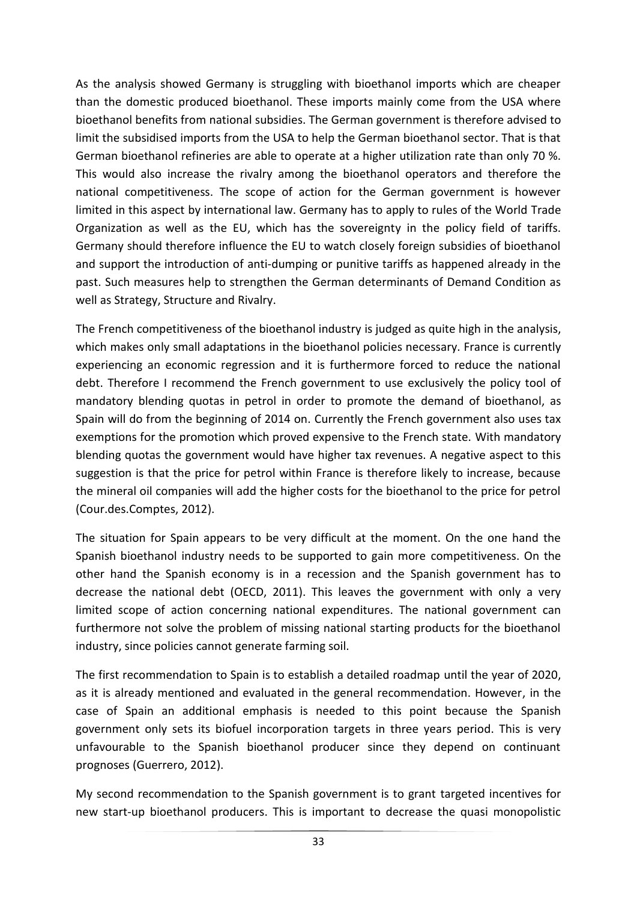As the analysis showed Germany is struggling with bioethanol imports which are cheaper than the domestic produced bioethanol. These imports mainly come from the USA where bioethanol benefits from national subsidies. The German government is therefore advised to limit the subsidised imports from the USA to help the German bioethanol sector. That is that German bioethanol refineries are able to operate at a higher utilization rate than only 70 %. This would also increase the rivalry among the bioethanol operators and therefore the national competitiveness. The scope of action for the German government is however limited in this aspect by international law. Germany has to apply to rules of the World Trade Organization as well as the EU, which has the sovereignty in the policy field of tariffs. Germany should therefore influence the EU to watch closely foreign subsidies of bioethanol and support the introduction of anti-dumping or punitive tariffs as happened already in the past. Such measures help to strengthen the German determinants of Demand Condition as well as Strategy, Structure and Rivalry.

The French competitiveness of the bioethanol industry is judged as quite high in the analysis, which makes only small adaptations in the bioethanol policies necessary. France is currently experiencing an economic regression and it is furthermore forced to reduce the national debt. Therefore I recommend the French government to use exclusively the policy tool of mandatory blending quotas in petrol in order to promote the demand of bioethanol, as Spain will do from the beginning of 2014 on. Currently the French government also uses tax exemptions for the promotion which proved expensive to the French state. With mandatory blending quotas the government would have higher tax revenues. A negative aspect to this suggestion is that the price for petrol within France is therefore likely to increase, because the mineral oil companies will add the higher costs for the bioethanol to the price for petrol (Cour.des.Comptes, 2012).

The situation for Spain appears to be very difficult at the moment. On the one hand the Spanish bioethanol industry needs to be supported to gain more competitiveness. On the other hand the Spanish economy is in a recession and the Spanish government has to decrease the national debt (OECD, 2011). This leaves the government with only a very limited scope of action concerning national expenditures. The national government can furthermore not solve the problem of missing national starting products for the bioethanol industry, since policies cannot generate farming soil.

The first recommendation to Spain is to establish a detailed roadmap until the year of 2020, as it is already mentioned and evaluated in the general recommendation. However, in the case of Spain an additional emphasis is needed to this point because the Spanish government only sets its biofuel incorporation targets in three years period. This is very unfavourable to the Spanish bioethanol producer since they depend on continuant prognoses (Guerrero, 2012).

My second recommendation to the Spanish government is to grant targeted incentives for new start-up bioethanol producers. This is important to decrease the quasi monopolistic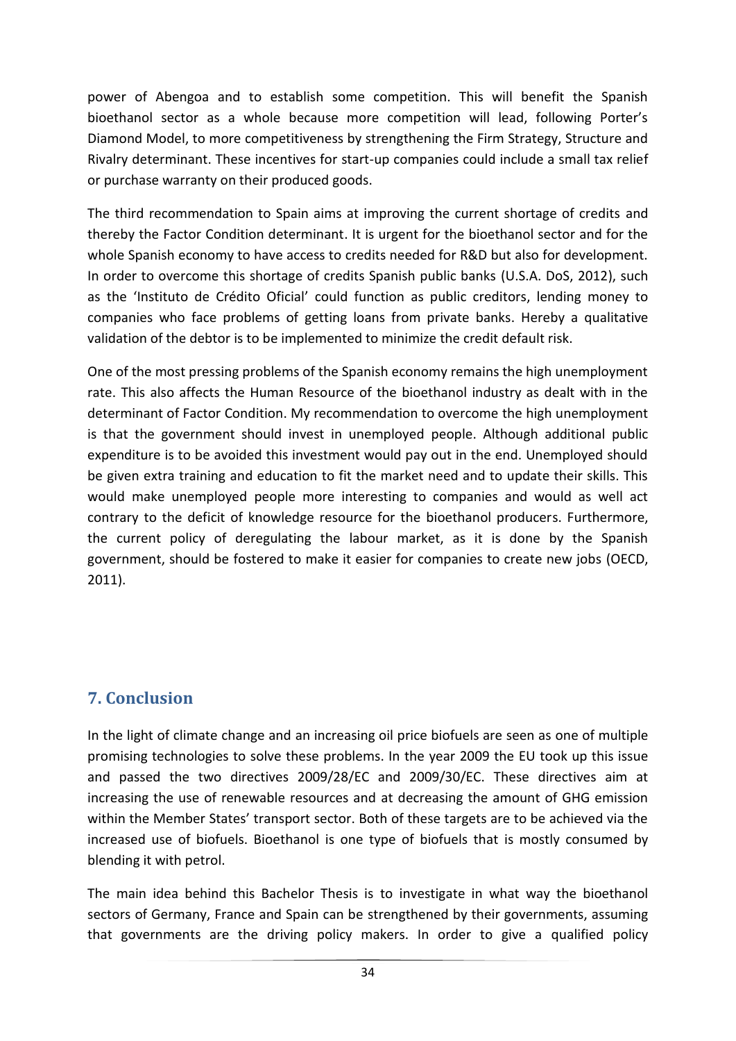power of Abengoa and to establish some competition. This will benefit the Spanish bioethanol sector as a whole because more competition will lead, following Porter's Diamond Model, to more competitiveness by strengthening the Firm Strategy, Structure and Rivalry determinant. These incentives for start-up companies could include a small tax relief or purchase warranty on their produced goods.

The third recommendation to Spain aims at improving the current shortage of credits and thereby the Factor Condition determinant. It is urgent for the bioethanol sector and for the whole Spanish economy to have access to credits needed for R&D but also for development. In order to overcome this shortage of credits Spanish public banks (U.S.A. DoS, 2012), such as the 'Instituto de Crédito Oficial' could function as public creditors, lending money to companies who face problems of getting loans from private banks. Hereby a qualitative validation of the debtor is to be implemented to minimize the credit default risk.

One of the most pressing problems of the Spanish economy remains the high unemployment rate. This also affects the Human Resource of the bioethanol industry as dealt with in the determinant of Factor Condition. My recommendation to overcome the high unemployment is that the government should invest in unemployed people. Although additional public expenditure is to be avoided this investment would pay out in the end. Unemployed should be given extra training and education to fit the market need and to update their skills. This would make unemployed people more interesting to companies and would as well act contrary to the deficit of knowledge resource for the bioethanol producers. Furthermore, the current policy of deregulating the labour market, as it is done by the Spanish government, should be fostered to make it easier for companies to create new jobs (OECD, 2011).

## 7. Conclusion

In the light of climate change and an increasing oil price biofuels are seen as one of multiple promising technologies to solve these problems. In the year 2009 the EU took up this issue and passed the two directives 2009/28/EC and 2009/30/EC. These directives aim at increasing the use of renewable resources and at decreasing the amount of GHG emission within the Member States' transport sector. Both of these targets are to be achieved via the increased use of biofuels. Bioethanol is one type of biofuels that is mostly consumed by blending it with petrol.

The main idea behind this Bachelor Thesis is to investigate in what way the bioethanol sectors of Germany, France and Spain can be strengthened by their governments, assuming that governments are the driving policy makers. In order to give a qualified policy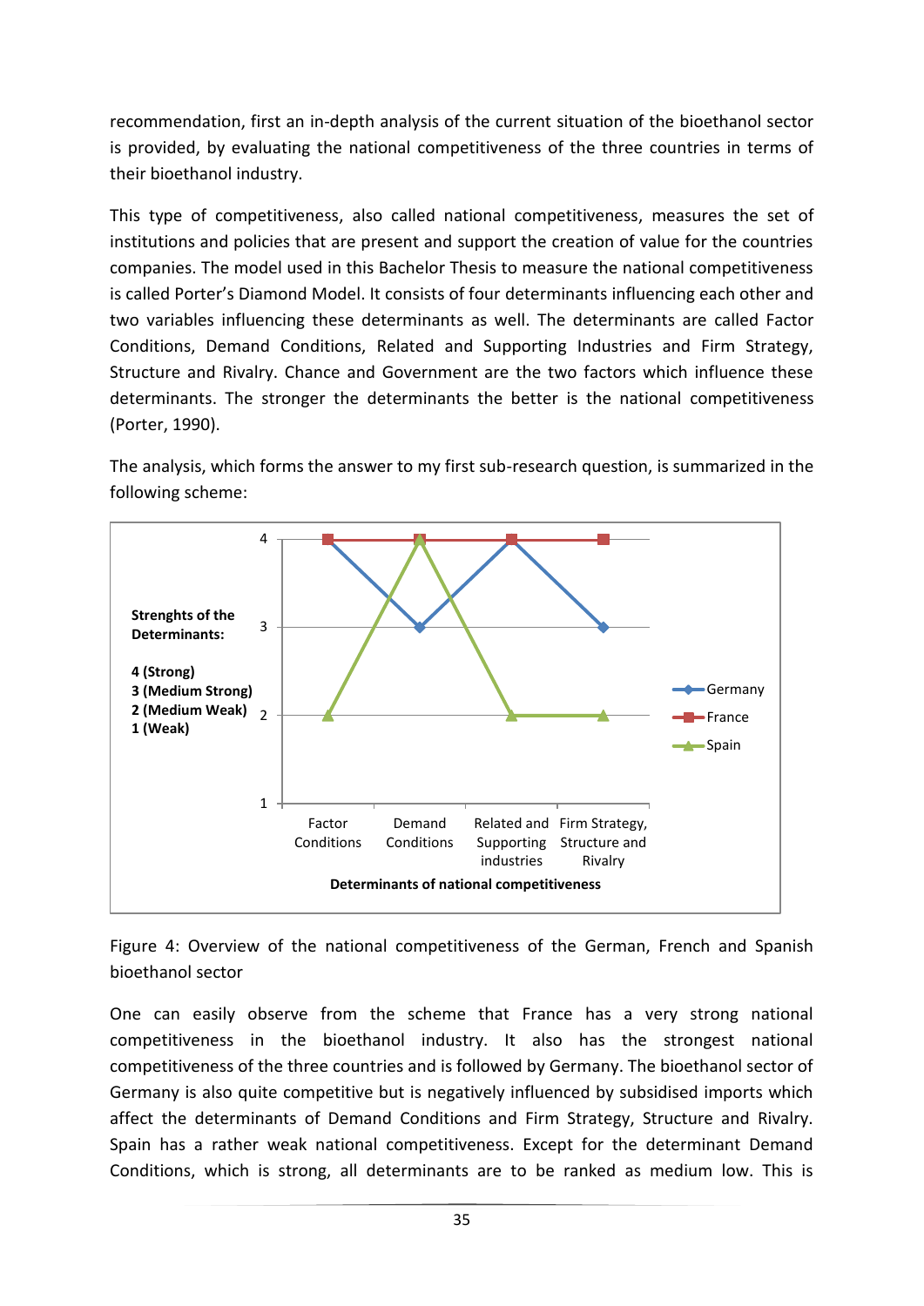recommendation, first an in-depth analysis of the current situation of the bioethanol sector is provided, by evaluating the national competitiveness of the three countries in terms of their bioethanol industry.

This type of competitiveness, also called national competitiveness, measures the set of institutions and policies that are present and support the creation of value for the countries companies. The model used in this Bachelor Thesis to measure the national competitiveness is called Porter's Diamond Model. It consists of four determinants influencing each other and two variables influencing these determinants as well. The determinants are called Factor Conditions, Demand Conditions, Related and Supporting Industries and Firm Strategy, Structure and Rivalry. Chance and Government are the two factors which influence these determinants. The stronger the determinants the better is the national competitiveness (Porter, 1990).

The analysis, which forms the answer to my first sub-research question, is summarized in the following scheme:

**Strenghts of the Determinants:**

**4 (Strong)**
**3 (Medium Strong)**
**2 (Medium Weak)**
**1 (Weak)**

4
3
2
1

Factor Conditions
Demand Conditions
Related and Supporting industries
Firm Strategy, Structure and Rivalry

**Determinants of national competitiveness**

Germany
France
Spain

Figure 4: Overview of the national competitiveness of the German, French and Spanish bioethanol sector

One can easily observe from the scheme that France has a very strong national competitiveness in the bioethanol industry. It also has the strongest national competitiveness of the three countries and is followed by Germany. The bioethanol sector of Germany is also quite competitive but is negatively influenced by subsidised imports which affect the determinants of Demand Conditions and Firm Strategy, Structure and Rivalry. Spain has a rather weak national competitiveness. Except for the determinant Demand Conditions, which is strong, all determinants are to be ranked as medium low. This is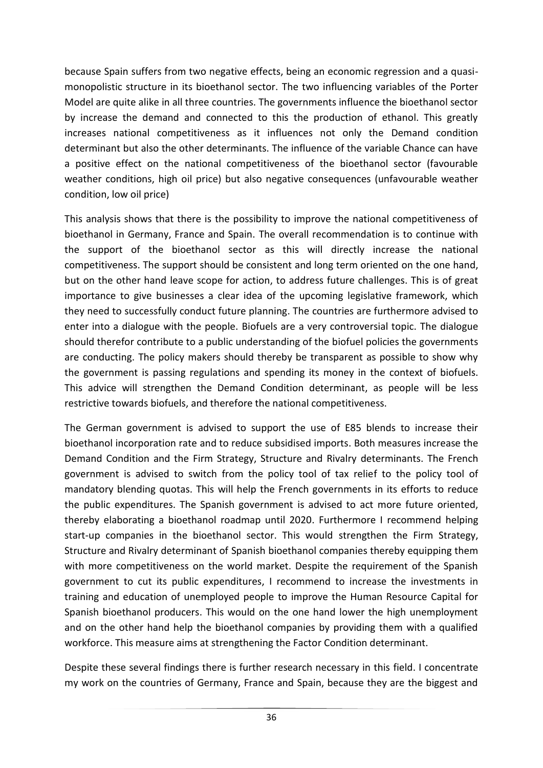because Spain suffers from two negative effects, being an economic regression and a quasi-monopolistic structure in its bioethanol sector. The two influencing variables of the Porter Model are quite alike in all three countries. The governments influence the bioethanol sector by increase the demand and connected to this the production of ethanol. This greatly increases national competitiveness as it influences not only the Demand condition determinant but also the other determinants. The influence of the variable Chance can have a positive effect on the national competitiveness of the bioethanol sector (favourable weather conditions, high oil price) but also negative consequences (unfavourable weather condition, low oil price)

This analysis shows that there is the possibility to improve the national competitiveness of bioethanol in Germany, France and Spain. The overall recommendation is to continue with the support of the bioethanol sector as this will directly increase the national competitiveness. The support should be consistent and long term oriented on the one hand, but on the other hand leave scope for action, to address future challenges. This is of great importance to give businesses a clear idea of the upcoming legislative framework, which they need to successfully conduct future planning. The countries are furthermore advised to enter into a dialogue with the people. Biofuels are a very controversial topic. The dialogue should therefor contribute to a public understanding of the biofuel policies the governments are conducting. The policy makers should thereby be transparent as possible to show why the government is passing regulations and spending its money in the context of biofuels. This advice will strengthen the Demand Condition determinant, as people will be less restrictive towards biofuels, and therefore the national competitiveness.

The German government is advised to support the use of E85 blends to increase their bioethanol incorporation rate and to reduce subsidised imports. Both measures increase the Demand Condition and the Firm Strategy, Structure and Rivalry determinants. The French government is advised to switch from the policy tool of tax relief to the policy tool of mandatory blending quotas. This will help the French governments in its efforts to reduce the public expenditures. The Spanish government is advised to act more future oriented, thereby elaborating a bioethanol roadmap until 2020. Furthermore I recommend helping start-up companies in the bioethanol sector. This would strengthen the Firm Strategy, Structure and Rivalry determinant of Spanish bioethanol companies thereby equipping them with more competitiveness on the world market. Despite the requirement of the Spanish government to cut its public expenditures, I recommend to increase the investments in training and education of unemployed people to improve the Human Resource Capital for Spanish bioethanol producers. This would on the one hand lower the high unemployment and on the other hand help the bioethanol companies by providing them with a qualified workforce. This measure aims at strengthening the Factor Condition determinant.

Despite these several findings there is further research necessary in this field. I concentrate my work on the countries of Germany, France and Spain, because they are the biggest and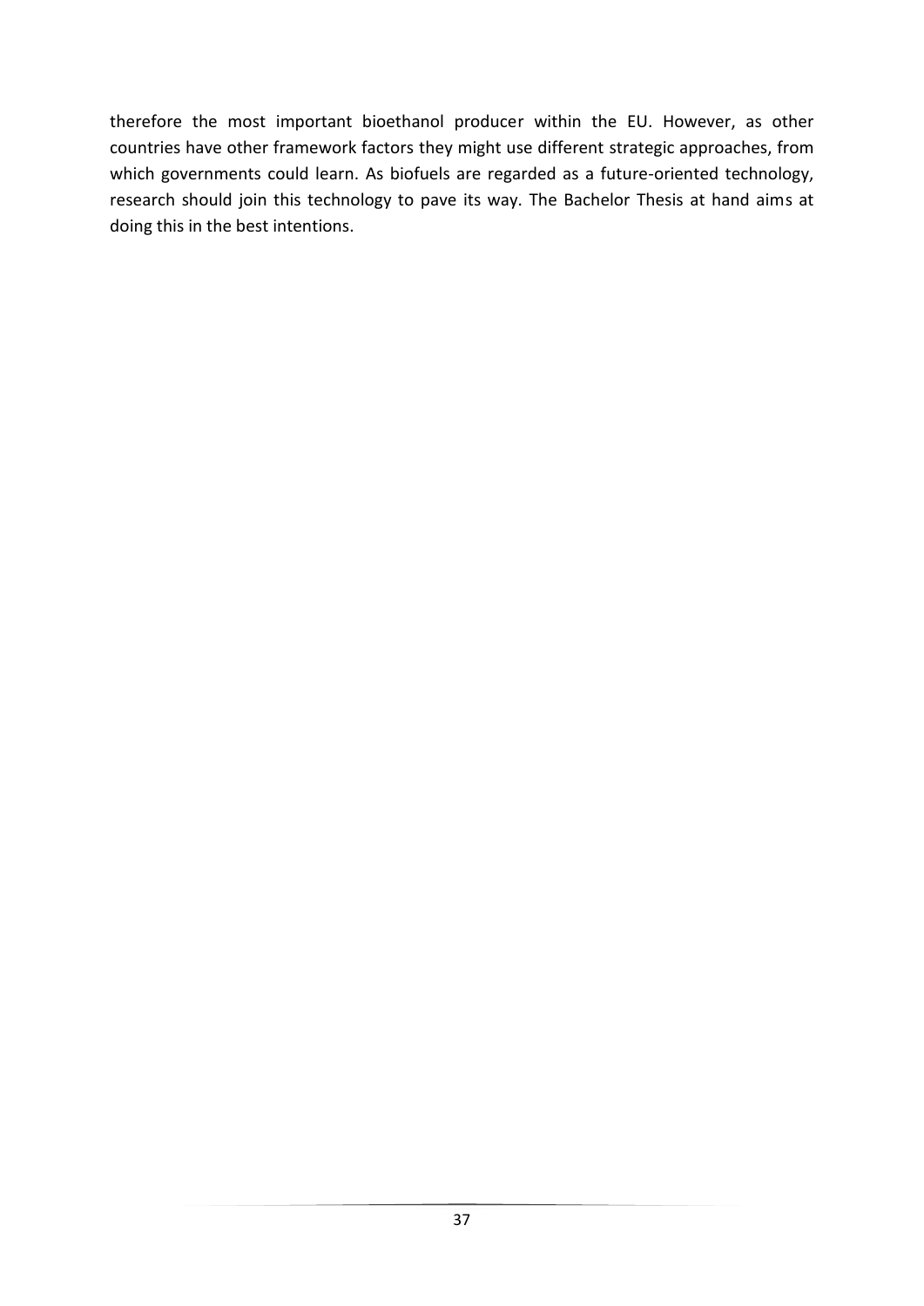therefore the most important bioethanol producer within the EU. However, as other countries have other framework factors they might use different strategic approaches, from which governments could learn. As biofuels are regarded as a future-oriented technology, research should join this technology to pave its way. The Bachelor Thesis at hand aims at doing this in the best intentions.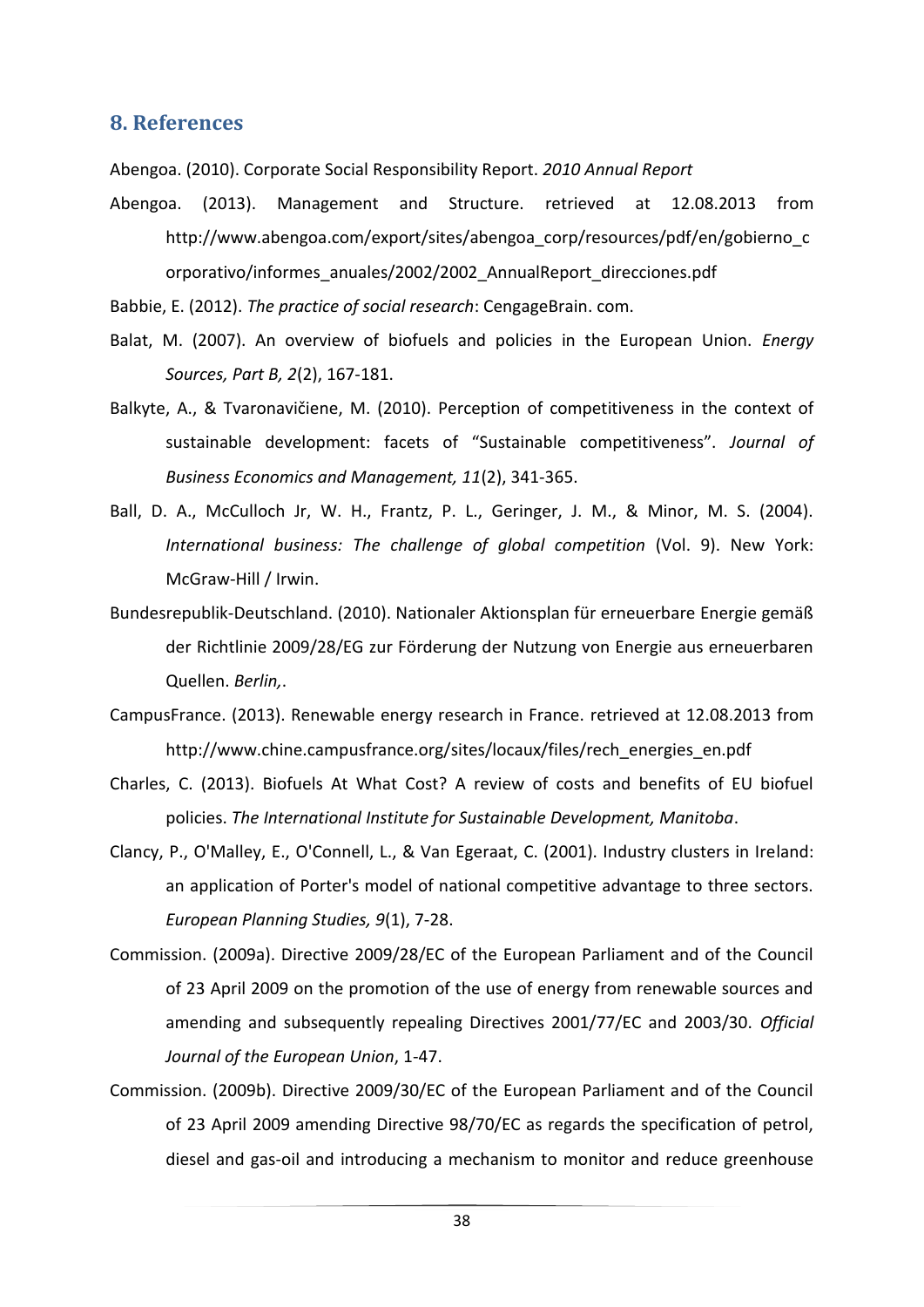## 8. References

Abengoa. (2010). Corporate Social Responsibility Report. *2010 Annual Report*

Abengoa. (2013). Management and Structure. retrieved at 12.08.2013 from http://www.abengoa.com/export/sites/abengoa_corp/resources/pdf/en/gobierno_corporativo/informes_anuales/2002/2002_AnnualReport_direcciones.pdf

Babbie, E. (2012). *The practice of social research*: CengageBrain. com.

Balat, M. (2007). An overview of biofuels and policies in the European Union. *Energy Sources, Part B, 2*(2), 167-181.

Balkyte, A., & Tvaronavičiene, M. (2010). Perception of competitiveness in the context of sustainable development: facets of "Sustainable competitiveness". *Journal of Business Economics and Management, 11*(2), 341-365.

Ball, D. A., McCulloch Jr, W. H., Frantz, P. L., Geringer, J. M., & Minor, M. S. (2004). *International business: The challenge of global competition* (Vol. 9). New York: McGraw-Hill / Irwin.

Bundesrepublik-Deutschland. (2010). Nationaler Aktionsplan für erneuerbare Energie gemäß der Richtlinie 2009/28/EG zur Förderung der Nutzung von Energie aus erneuerbaren Quellen. *Berlin,*.

CampusFrance. (2013). Renewable energy research in France. retrieved at 12.08.2013 from http://www.chine.campusfrance.org/sites/locaux/files/rech_energies_en.pdf

Charles, C. (2013). Biofuels At What Cost? A review of costs and benefits of EU biofuel policies. *The International Institute for Sustainable Development, Manitoba*.

Clancy, P., O'Malley, E., O'Connell, L., & Van Egeraat, C. (2001). Industry clusters in Ireland: an application of Porter's model of national competitive advantage to three sectors. *European Planning Studies, 9*(1), 7-28.

Commission. (2009a). Directive 2009/28/EC of the European Parliament and of the Council of 23 April 2009 on the promotion of the use of energy from renewable sources and amending and subsequently repealing Directives 2001/77/EC and 2003/30. *Official Journal of the European Union*, 1-47.

Commission. (2009b). Directive 2009/30/EC of the European Parliament and of the Council of 23 April 2009 amending Directive 98/70/EC as regards the specification of petrol, diesel and gas-oil and introducing a mechanism to monitor and reduce greenhouse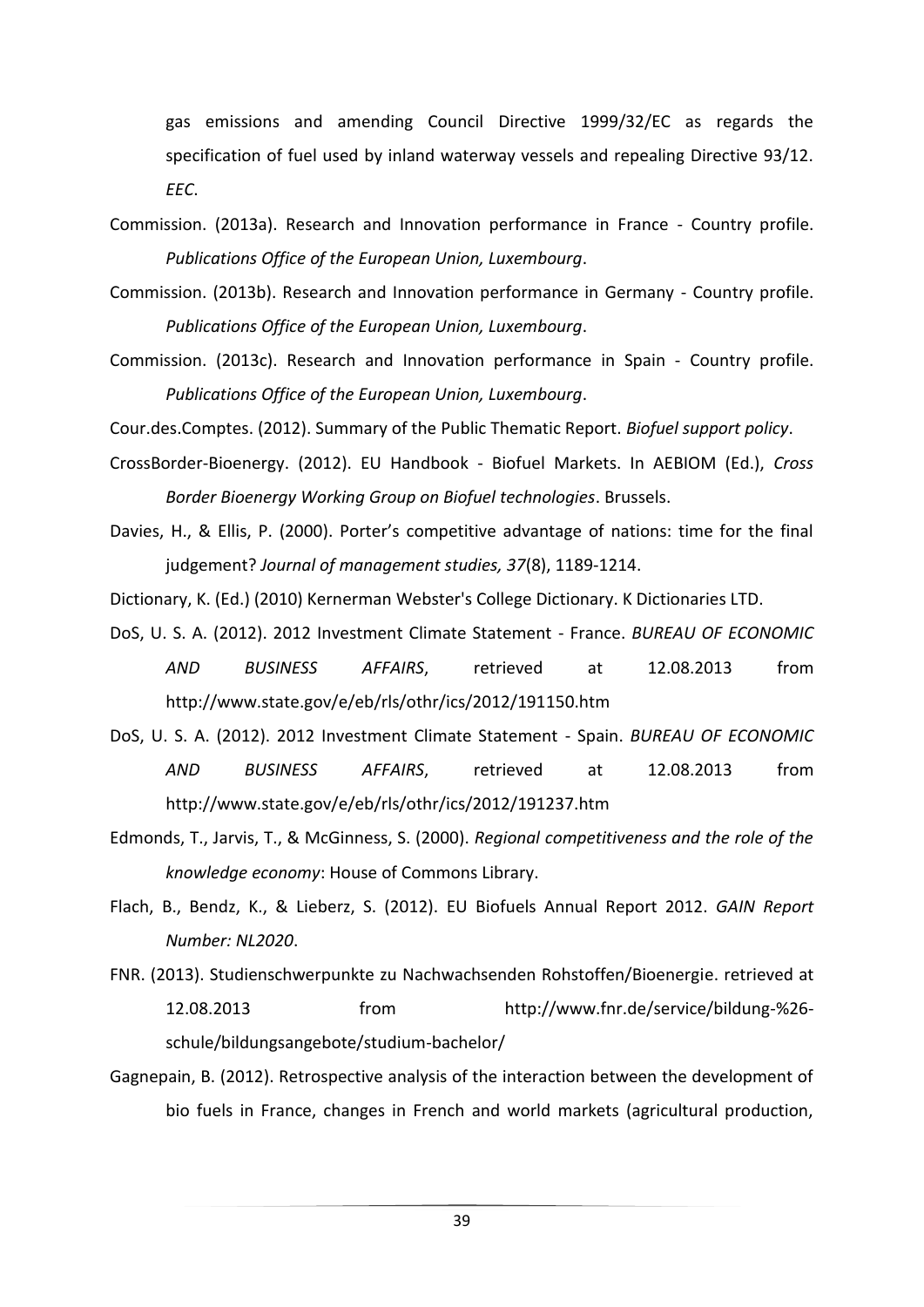gas emissions and amending Council Directive 1999/32/EC as regards the specification of fuel used by inland waterway vessels and repealing Directive 93/12. *EEC*.

Commission. (2013a). Research and Innovation performance in France - Country profile. *Publications Office of the European Union, Luxembourg*.

Commission. (2013b). Research and Innovation performance in Germany - Country profile. *Publications Office of the European Union, Luxembourg*.

Commission. (2013c). Research and Innovation performance in Spain - Country profile. *Publications Office of the European Union, Luxembourg*.

Cour.des.Comptes. (2012). Summary of the Public Thematic Report. *Biofuel support policy*.

CrossBorder-Bioenergy. (2012). EU Handbook - Biofuel Markets. In AEBIOM (Ed.), *Cross Border Bioenergy Working Group on Biofuel technologies*. Brussels.

Davies, H., & Ellis, P. (2000). Porter's competitive advantage of nations: time for the final judgement? *Journal of management studies, 37*(8), 1189-1214.

Dictionary, K. (Ed.) (2010) Kernerman Webster's College Dictionary. K Dictionaries LTD.

DoS, U. S. A. (2012). 2012 Investment Climate Statement - France. *BUREAU OF ECONOMIC AND BUSINESS AFFAIRS*, retrieved at 12.08.2013 from http://www.state.gov/e/eb/rls/othr/ics/2012/191150.htm

DoS, U. S. A. (2012). 2012 Investment Climate Statement - Spain. *BUREAU OF ECONOMIC AND BUSINESS AFFAIRS*, retrieved at 12.08.2013 from http://www.state.gov/e/eb/rls/othr/ics/2012/191237.htm

Edmonds, T., Jarvis, T., & McGinness, S. (2000). *Regional competitiveness and the role of the knowledge economy*: House of Commons Library.

Flach, B., Bendz, K., & Lieberz, S. (2012). EU Biofuels Annual Report 2012. *GAIN Report Number: NL2020*.

FNR. (2013). Studienschwerpunkte zu Nachwachsenden Rohstoffen/Bioenergie. retrieved at 12.08.2013 from http://www.fnr.de/service/bildung-%26-schule/bildungsangebote/studium-bachelor/

Gagnepain, B. (2012). Retrospective analysis of the interaction between the development of bio fuels in France, changes in French and world markets (agricultural production,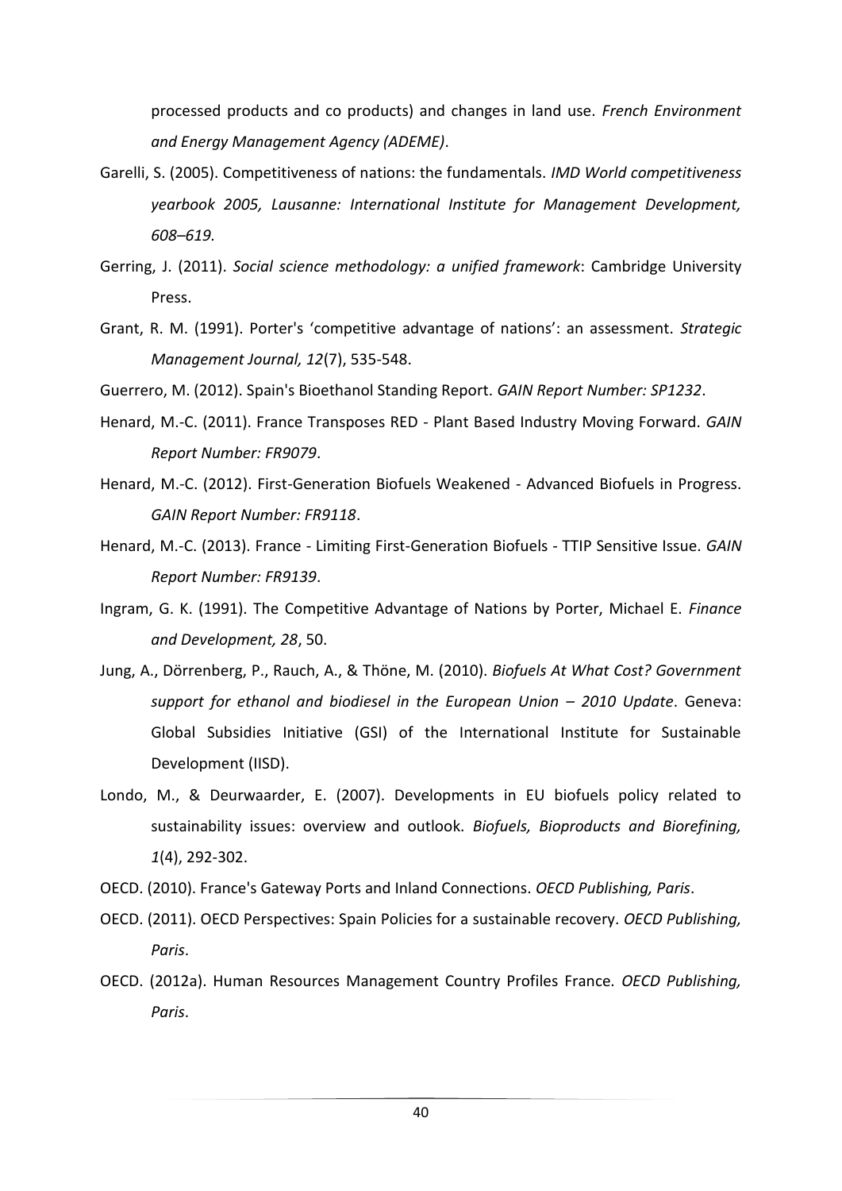processed products and co products) and changes in land use. *French Environment and Energy Management Agency (ADEME)*.

Garelli, S. (2005). Competitiveness of nations: the fundamentals. *IMD World competitiveness yearbook 2005, Lausanne: International Institute for Management Development, 608–619.*

Gerring, J. (2011). *Social science methodology: a unified framework*: Cambridge University Press.

Grant, R. M. (1991). Porter's 'competitive advantage of nations': an assessment. *Strategic Management Journal, 12*(7), 535-548.

Guerrero, M. (2012). Spain's Bioethanol Standing Report. *GAIN Report Number: SP1232*.

Henard, M.-C. (2011). France Transposes RED - Plant Based Industry Moving Forward. *GAIN Report Number: FR9079*.

Henard, M.-C. (2012). First-Generation Biofuels Weakened - Advanced Biofuels in Progress. *GAIN Report Number: FR9118*.

Henard, M.-C. (2013). France - Limiting First-Generation Biofuels - TTIP Sensitive Issue. *GAIN Report Number: FR9139*.

Ingram, G. K. (1991). The Competitive Advantage of Nations by Porter, Michael E. *Finance and Development, 28*, 50.

Jung, A., Dörrenberg, P., Rauch, A., & Thöne, M. (2010). *Biofuels At What Cost? Government support for ethanol and biodiesel in the European Union – 2010 Update*. Geneva: Global Subsidies Initiative (GSI) of the International Institute for Sustainable Development (IISD).

Londo, M., & Deurwaarder, E. (2007). Developments in EU biofuels policy related to sustainability issues: overview and outlook. *Biofuels, Bioproducts and Biorefining, 1*(4), 292-302.

OECD. (2010). France's Gateway Ports and Inland Connections. *OECD Publishing, Paris*.

OECD. (2011). OECD Perspectives: Spain Policies for a sustainable recovery. *OECD Publishing, Paris*.

OECD. (2012a). Human Resources Management Country Profiles France. *OECD Publishing, Paris*.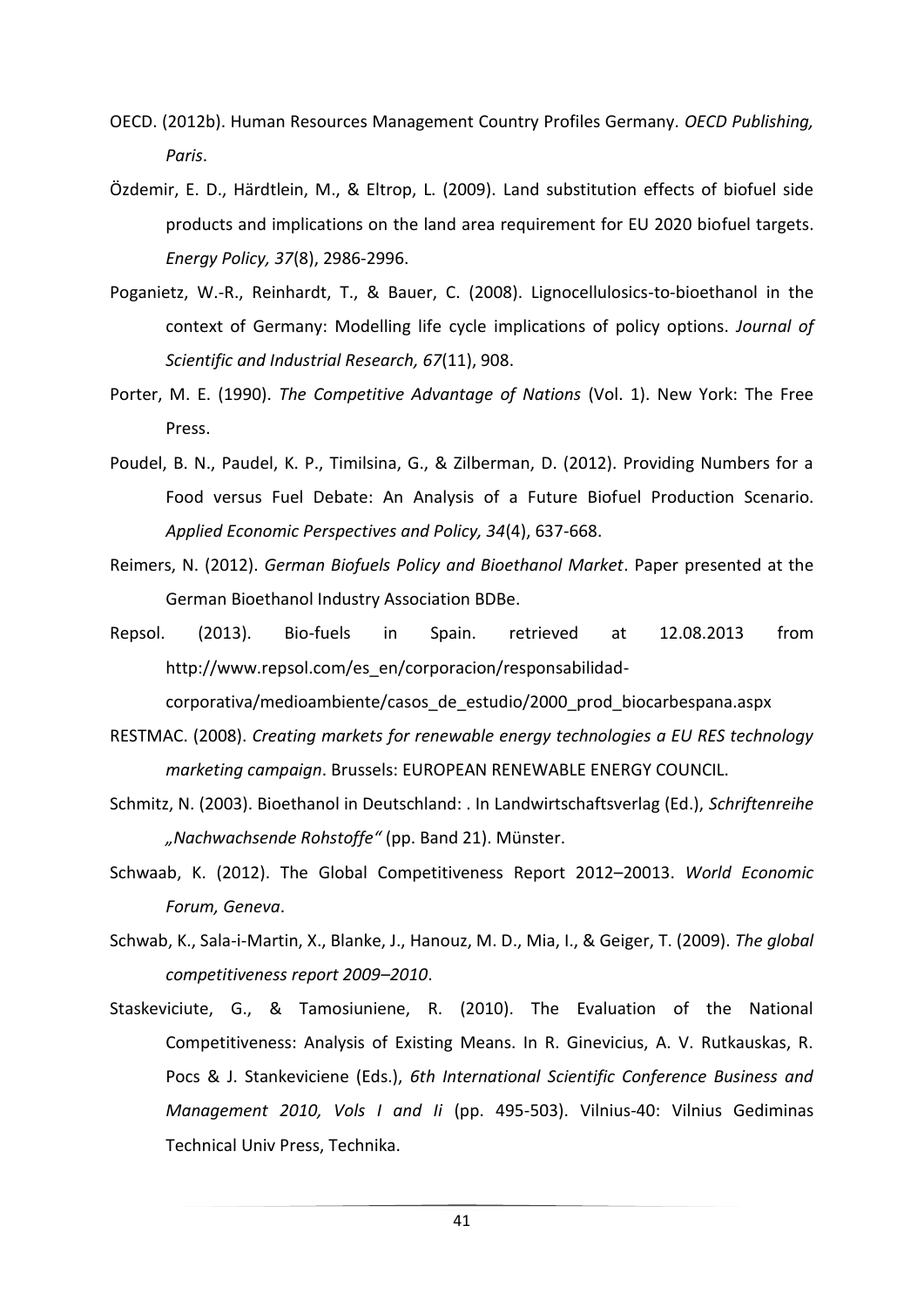OECD. (2012b). Human Resources Management Country Profiles Germany. *OECD Publishing, Paris*.

Özdemir, E. D., Härdtlein, M., & Eltrop, L. (2009). Land substitution effects of biofuel side products and implications on the land area requirement for EU 2020 biofuel targets. *Energy Policy, 37*(8), 2986-2996.

Poganietz, W.-R., Reinhardt, T., & Bauer, C. (2008). Lignocellulosics-to-bioethanol in the context of Germany: Modelling life cycle implications of policy options. *Journal of Scientific and Industrial Research, 67*(11), 908.

Porter, M. E. (1990). *The Competitive Advantage of Nations* (Vol. 1). New York: The Free Press.

Poudel, B. N., Paudel, K. P., Timilsina, G., & Zilberman, D. (2012). Providing Numbers for a Food versus Fuel Debate: An Analysis of a Future Biofuel Production Scenario. *Applied Economic Perspectives and Policy, 34*(4), 637-668.

Reimers, N. (2012). *German Biofuels Policy and Bioethanol Market*. Paper presented at the German Bioethanol Industry Association BDBe.

Repsol. (2013). Bio-fuels in Spain. retrieved at 12.08.2013 from http://www.repsol.com/es_en/corporacion/responsabilidad-corporativa/medioambiente/casos_de_estudio/2000_prod_biocarbespana.aspx

RESTMAC. (2008). *Creating markets for renewable energy technologies a EU RES technology marketing campaign*. Brussels: EUROPEAN RENEWABLE ENERGY COUNCIL.

Schmitz, N. (2003). Bioethanol in Deutschland: . In Landwirtschaftsverlag (Ed.), *Schriftenreihe „Nachwachsende Rohstoffe"* (pp. Band 21). Münster.

Schwaab, K. (2012). The Global Competitiveness Report 2012–20013. *World Economic Forum, Geneva*.

Schwab, K., Sala-i-Martin, X., Blanke, J., Hanouz, M. D., Mia, I., & Geiger, T. (2009). *The global competitiveness report 2009–2010*.

Staskeviciute, G., & Tamosiuniene, R. (2010). The Evaluation of the National Competitiveness: Analysis of Existing Means. In R. Ginevicius, A. V. Rutkauskas, R. Pocs & J. Stankeviciene (Eds.), *6th International Scientific Conference Business and Management 2010, Vols I and Ii* (pp. 495-503). Vilnius-40: Vilnius Gediminas Technical Univ Press, Technika.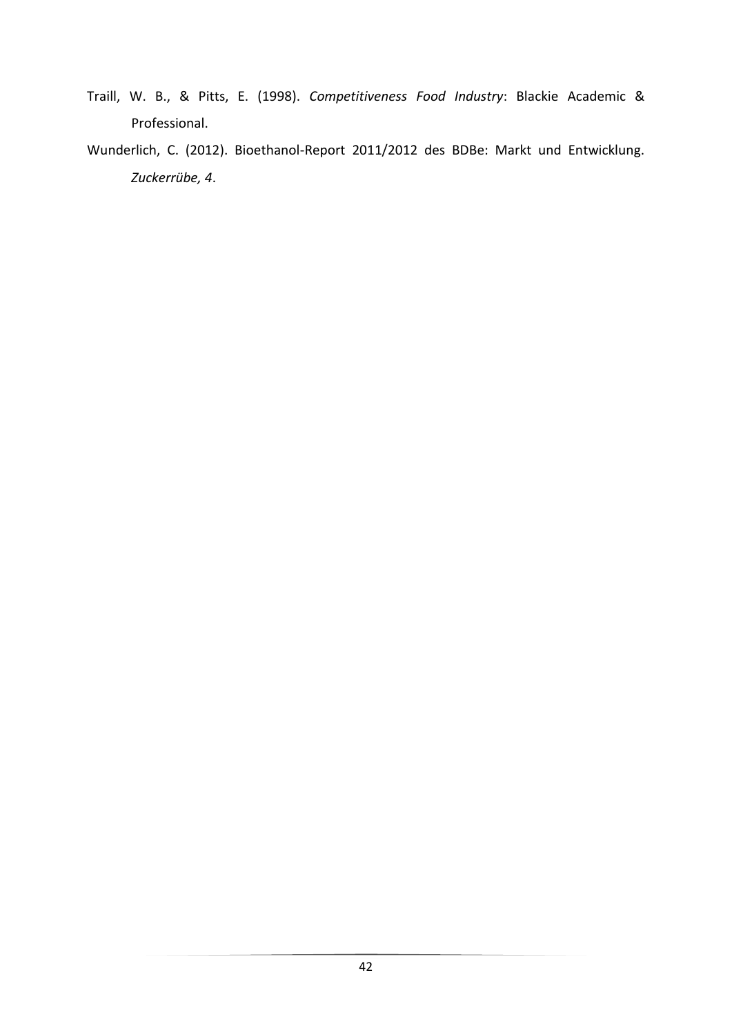Traill, W. B., & Pitts, E. (1998). *Competitiveness Food Industry*: Blackie Academic & Professional.

Wunderlich, C. (2012). Bioethanol-Report 2011/2012 des BDBe: Markt und Entwicklung. *Zuckerrübe, 4*.